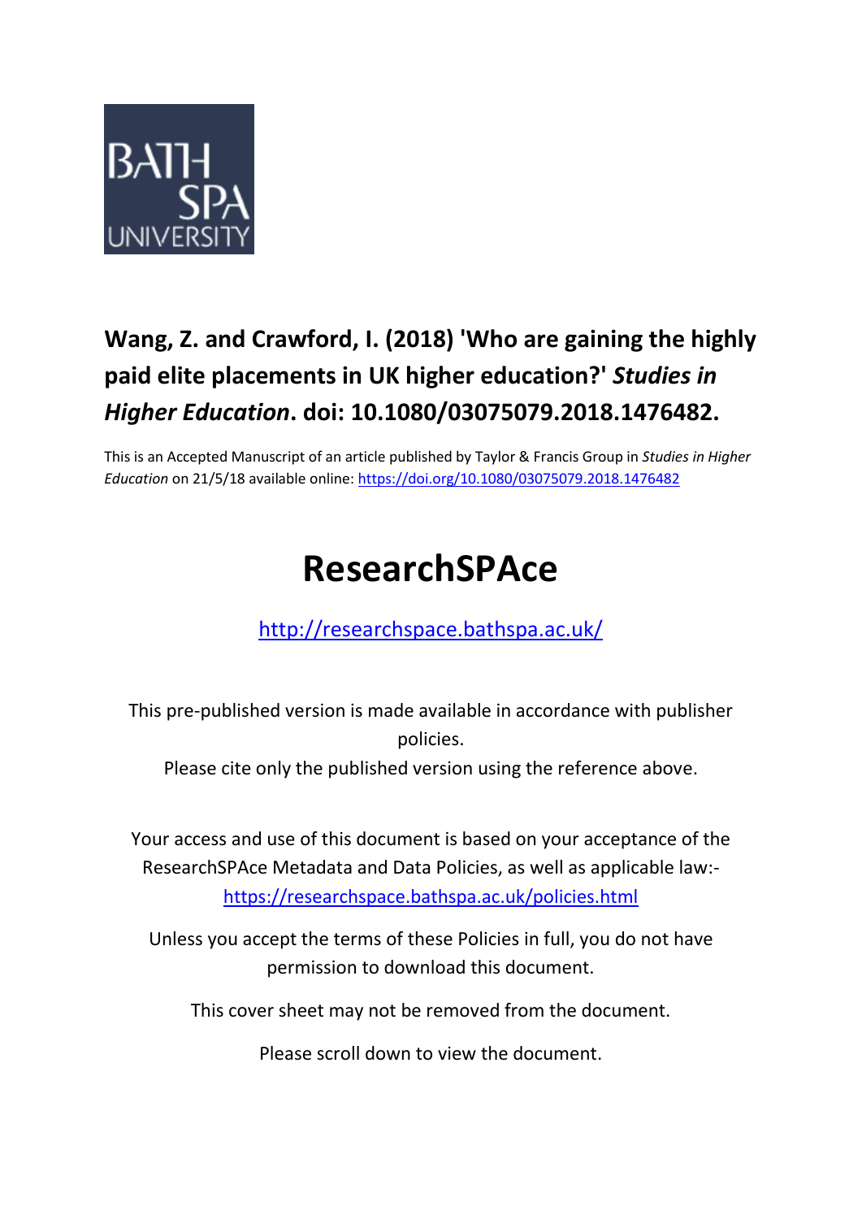**Wang, Z. and Crawford, I. (2018) 'Who are gaining the highly paid elite placements in UK higher education?'** ***Studies in Higher Education*****. doi: 10.1080/03075079.2018.1476482.**

This is an Accepted Manuscript of an article published by Taylor & Francis Group in *Studies in Higher Education* on 21/5/18 available online: https://doi.org/10.1080/03075079.2018.1476482

# ResearchSPAce

http://researchspace.bathspa.ac.uk/

This pre-published version is made available in accordance with publisher policies.

Please cite only the published version using the reference above.

Your access and use of this document is based on your acceptance of the ResearchSPAce Metadata and Data Policies, as well as applicable law:- https://researchspace.bathspa.ac.uk/policies.html

Unless you accept the terms of these Policies in full, you do not have permission to download this document.

This cover sheet may not be removed from the document.

Please scroll down to view the document.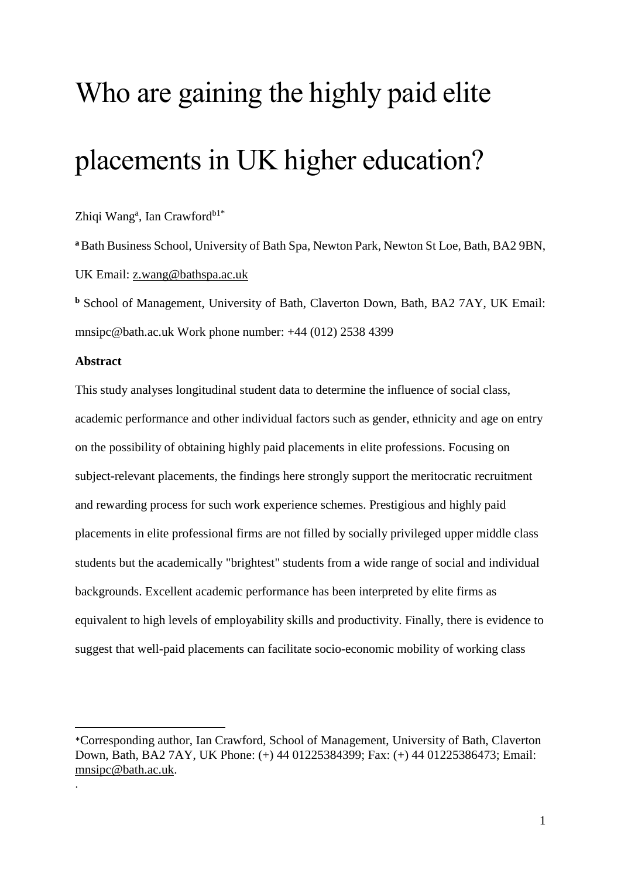# Who are gaining the highly paid elite placements in UK higher education?

Zhiqi Wang[a], Ian Crawford[b1*]

**[a]** Bath Business School, University of Bath Spa, Newton Park, Newton St Loe, Bath, BA2 9BN, UK Email: z.wang@bathspa.ac.uk

**[b]** School of Management, University of Bath, Claverton Down, Bath, BA2 7AY, UK Email: mnsipc@bath.ac.uk Work phone number: +44 (012) 2538 4399

**Abstract**

This study analyses longitudinal student data to determine the influence of social class, academic performance and other individual factors such as gender, ethnicity and age on entry on the possibility of obtaining highly paid placements in elite professions. Focusing on subject-relevant placements, the findings here strongly support the meritocratic recruitment and rewarding process for such work experience schemes. Prestigious and highly paid placements in elite professional firms are not filled by socially privileged upper middle class students but the academically "brightest" students from a wide range of social and individual backgrounds. Excellent academic performance has been interpreted by elite firms as equivalent to high levels of employability skills and productivity. Finally, there is evidence to suggest that well-paid placements can facilitate socio-economic mobility of working class

---

*Corresponding author, Ian Crawford, School of Management, University of Bath, Claverton Down, Bath, BA2 7AY, UK Phone: (+) 44 01225384399; Fax: (+) 44 01225386473; Email: mnsipc@bath.ac.uk.

.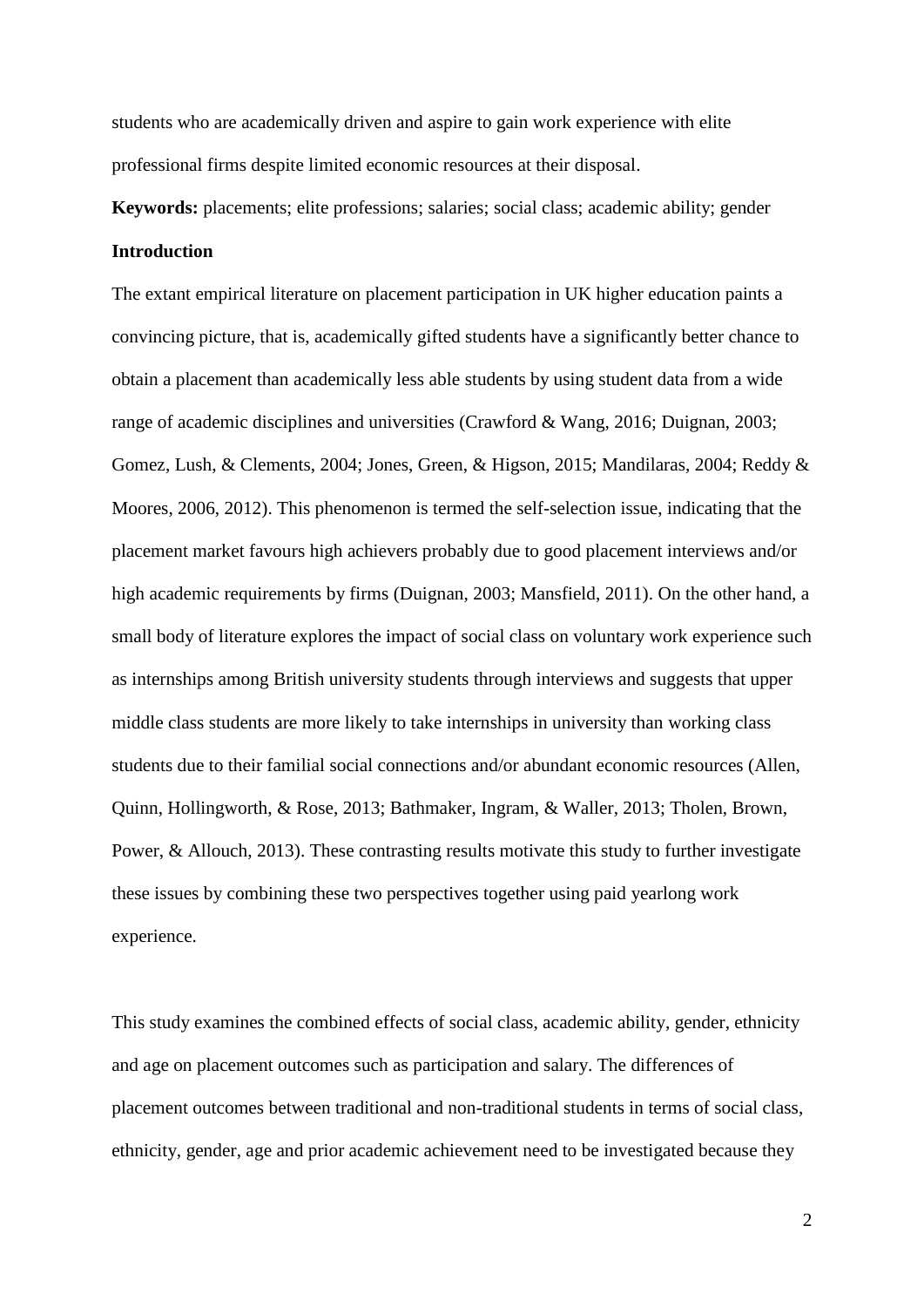students who are academically driven and aspire to gain work experience with elite professional firms despite limited economic resources at their disposal.

**Keywords:** placements; elite professions; salaries; social class; academic ability; gender

## Introduction

The extant empirical literature on placement participation in UK higher education paints a convincing picture, that is, academically gifted students have a significantly better chance to obtain a placement than academically less able students by using student data from a wide range of academic disciplines and universities (Crawford & Wang, 2016; Duignan, 2003; Gomez, Lush, & Clements, 2004; Jones, Green, & Higson, 2015; Mandilaras, 2004; Reddy & Moores, 2006, 2012). This phenomenon is termed the self-selection issue, indicating that the placement market favours high achievers probably due to good placement interviews and/or high academic requirements by firms (Duignan, 2003; Mansfield, 2011). On the other hand, a small body of literature explores the impact of social class on voluntary work experience such as internships among British university students through interviews and suggests that upper middle class students are more likely to take internships in university than working class students due to their familial social connections and/or abundant economic resources (Allen, Quinn, Hollingworth, & Rose, 2013; Bathmaker, Ingram, & Waller, 2013; Tholen, Brown, Power, & Allouch, 2013). These contrasting results motivate this study to further investigate these issues by combining these two perspectives together using paid yearlong work experience.

This study examines the combined effects of social class, academic ability, gender, ethnicity and age on placement outcomes such as participation and salary. The differences of placement outcomes between traditional and non-traditional students in terms of social class, ethnicity, gender, age and prior academic achievement need to be investigated because they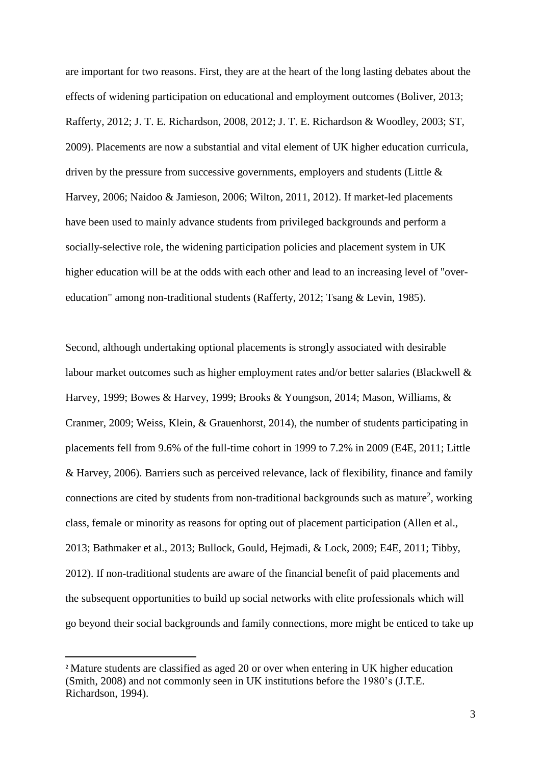are important for two reasons. First, they are at the heart of the long lasting debates about the effects of widening participation on educational and employment outcomes (Boliver, 2013; Rafferty, 2012; J. T. E. Richardson, 2008, 2012; J. T. E. Richardson & Woodley, 2003; ST, 2009). Placements are now a substantial and vital element of UK higher education curricula, driven by the pressure from successive governments, employers and students (Little & Harvey, 2006; Naidoo & Jamieson, 2006; Wilton, 2011, 2012). If market-led placements have been used to mainly advance students from privileged backgrounds and perform a socially-selective role, the widening participation policies and placement system in UK higher education will be at the odds with each other and lead to an increasing level of "over-education" among non-traditional students (Rafferty, 2012; Tsang & Levin, 1985).

Second, although undertaking optional placements is strongly associated with desirable labour market outcomes such as higher employment rates and/or better salaries (Blackwell & Harvey, 1999; Bowes & Harvey, 1999; Brooks & Youngson, 2014; Mason, Williams, & Cranmer, 2009; Weiss, Klein, & Grauenhorst, 2014), the number of students participating in placements fell from 9.6% of the full-time cohort in 1999 to 7.2% in 2009 (E4E, 2011; Little & Harvey, 2006). Barriers such as perceived relevance, lack of flexibility, finance and family connections are cited by students from non-traditional backgrounds such as mature[2], working class, female or minority as reasons for opting out of placement participation (Allen et al., 2013; Bathmaker et al., 2013; Bullock, Gould, Hejmadi, & Lock, 2009; E4E, 2011; Tibby, 2012). If non-traditional students are aware of the financial benefit of paid placements and the subsequent opportunities to build up social networks with elite professionals which will go beyond their social backgrounds and family connections, more might be enticed to take up

[2] Mature students are classified as aged 20 or over when entering in UK higher education (Smith, 2008) and not commonly seen in UK institutions before the 1980's (J.T.E. Richardson, 1994).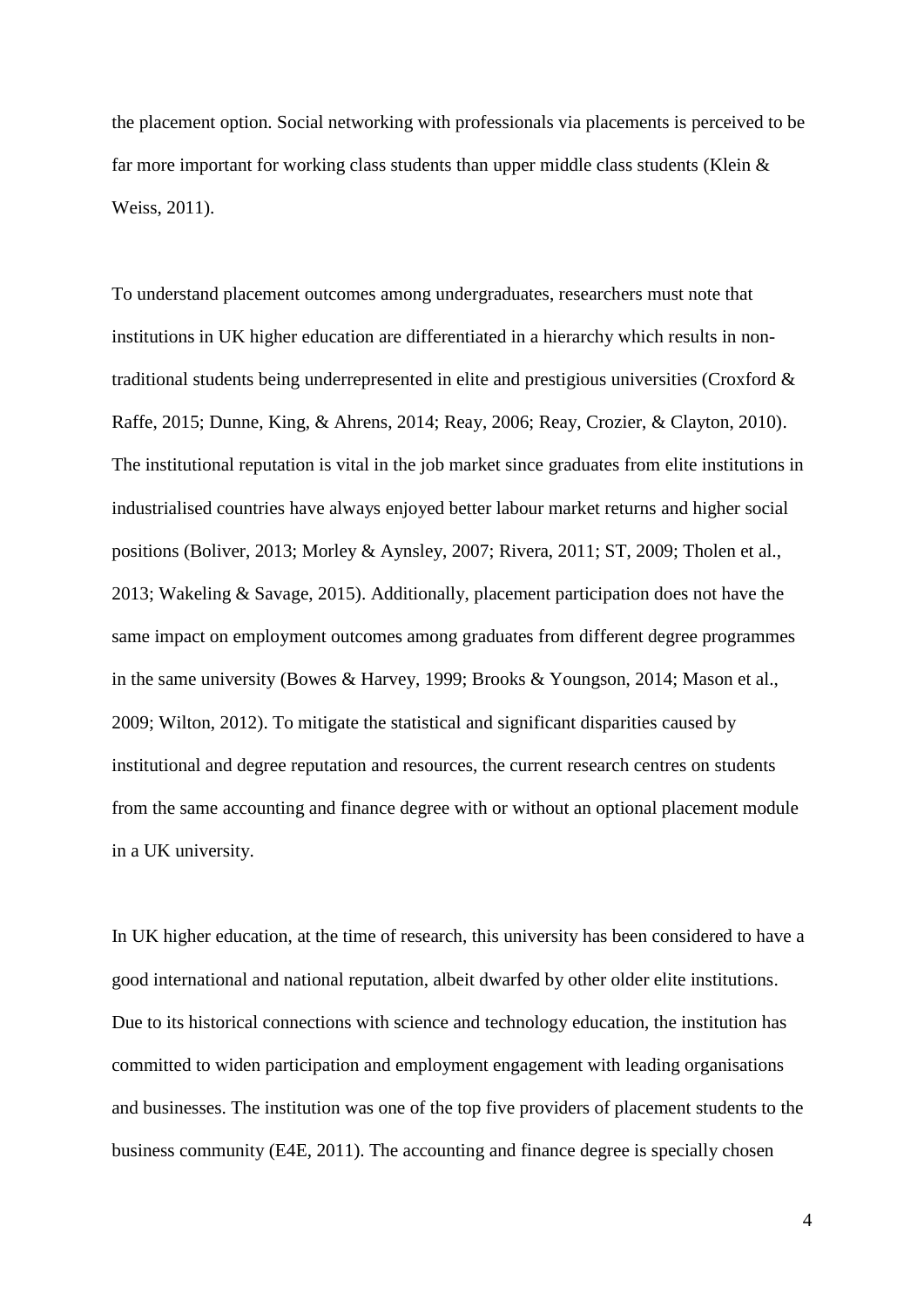the placement option. Social networking with professionals via placements is perceived to be far more important for working class students than upper middle class students (Klein & Weiss, 2011).

To understand placement outcomes among undergraduates, researchers must note that institutions in UK higher education are differentiated in a hierarchy which results in non-traditional students being underrepresented in elite and prestigious universities (Croxford & Raffe, 2015; Dunne, King, & Ahrens, 2014; Reay, 2006; Reay, Crozier, & Clayton, 2010). The institutional reputation is vital in the job market since graduates from elite institutions in industrialised countries have always enjoyed better labour market returns and higher social positions (Boliver, 2013; Morley & Aynsley, 2007; Rivera, 2011; ST, 2009; Tholen et al., 2013; Wakeling & Savage, 2015). Additionally, placement participation does not have the same impact on employment outcomes among graduates from different degree programmes in the same university (Bowes & Harvey, 1999; Brooks & Youngson, 2014; Mason et al., 2009; Wilton, 2012). To mitigate the statistical and significant disparities caused by institutional and degree reputation and resources, the current research centres on students from the same accounting and finance degree with or without an optional placement module in a UK university.

In UK higher education, at the time of research, this university has been considered to have a good international and national reputation, albeit dwarfed by other older elite institutions. Due to its historical connections with science and technology education, the institution has committed to widen participation and employment engagement with leading organisations and businesses. The institution was one of the top five providers of placement students to the business community (E4E, 2011). The accounting and finance degree is specially chosen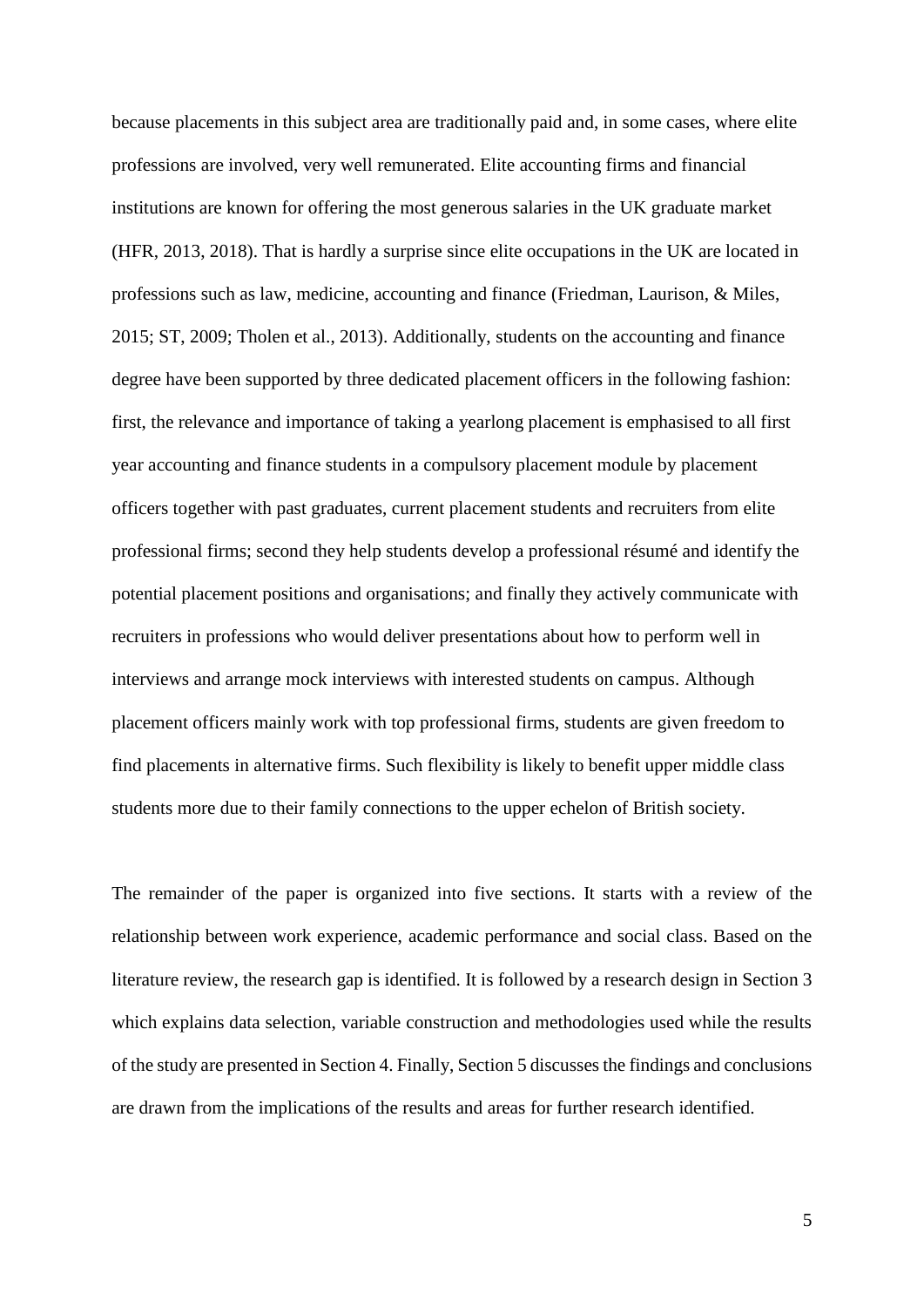because placements in this subject area are traditionally paid and, in some cases, where elite professions are involved, very well remunerated. Elite accounting firms and financial institutions are known for offering the most generous salaries in the UK graduate market (HFR, 2013, 2018). That is hardly a surprise since elite occupations in the UK are located in professions such as law, medicine, accounting and finance (Friedman, Laurison, & Miles, 2015; ST, 2009; Tholen et al., 2013). Additionally, students on the accounting and finance degree have been supported by three dedicated placement officers in the following fashion: first, the relevance and importance of taking a yearlong placement is emphasised to all first year accounting and finance students in a compulsory placement module by placement officers together with past graduates, current placement students and recruiters from elite professional firms; second they help students develop a professional résumé and identify the potential placement positions and organisations; and finally they actively communicate with recruiters in professions who would deliver presentations about how to perform well in interviews and arrange mock interviews with interested students on campus. Although placement officers mainly work with top professional firms, students are given freedom to find placements in alternative firms. Such flexibility is likely to benefit upper middle class students more due to their family connections to the upper echelon of British society.

The remainder of the paper is organized into five sections. It starts with a review of the relationship between work experience, academic performance and social class. Based on the literature review, the research gap is identified. It is followed by a research design in Section 3 which explains data selection, variable construction and methodologies used while the results of the study are presented in Section 4. Finally, Section 5 discusses the findings and conclusions are drawn from the implications of the results and areas for further research identified.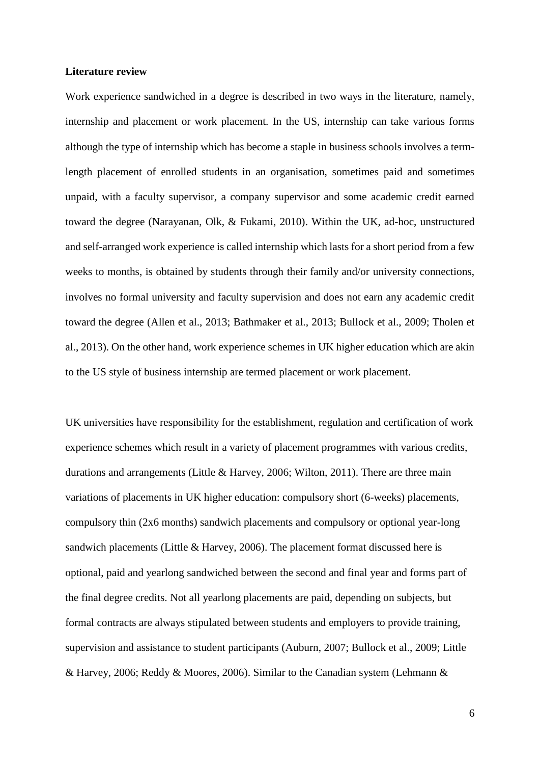**Literature review**

Work experience sandwiched in a degree is described in two ways in the literature, namely, internship and placement or work placement. In the US, internship can take various forms although the type of internship which has become a staple in business schools involves a term-length placement of enrolled students in an organisation, sometimes paid and sometimes unpaid, with a faculty supervisor, a company supervisor and some academic credit earned toward the degree (Narayanan, Olk, & Fukami, 2010). Within the UK, ad-hoc, unstructured and self-arranged work experience is called internship which lasts for a short period from a few weeks to months, is obtained by students through their family and/or university connections, involves no formal university and faculty supervision and does not earn any academic credit toward the degree (Allen et al., 2013; Bathmaker et al., 2013; Bullock et al., 2009; Tholen et al., 2013). On the other hand, work experience schemes in UK higher education which are akin to the US style of business internship are termed placement or work placement.

UK universities have responsibility for the establishment, regulation and certification of work experience schemes which result in a variety of placement programmes with various credits, durations and arrangements (Little & Harvey, 2006; Wilton, 2011). There are three main variations of placements in UK higher education: compulsory short (6-weeks) placements, compulsory thin (2x6 months) sandwich placements and compulsory or optional year-long sandwich placements (Little & Harvey, 2006). The placement format discussed here is optional, paid and yearlong sandwiched between the second and final year and forms part of the final degree credits. Not all yearlong placements are paid, depending on subjects, but formal contracts are always stipulated between students and employers to provide training, supervision and assistance to student participants (Auburn, 2007; Bullock et al., 2009; Little & Harvey, 2006; Reddy & Moores, 2006). Similar to the Canadian system (Lehmann &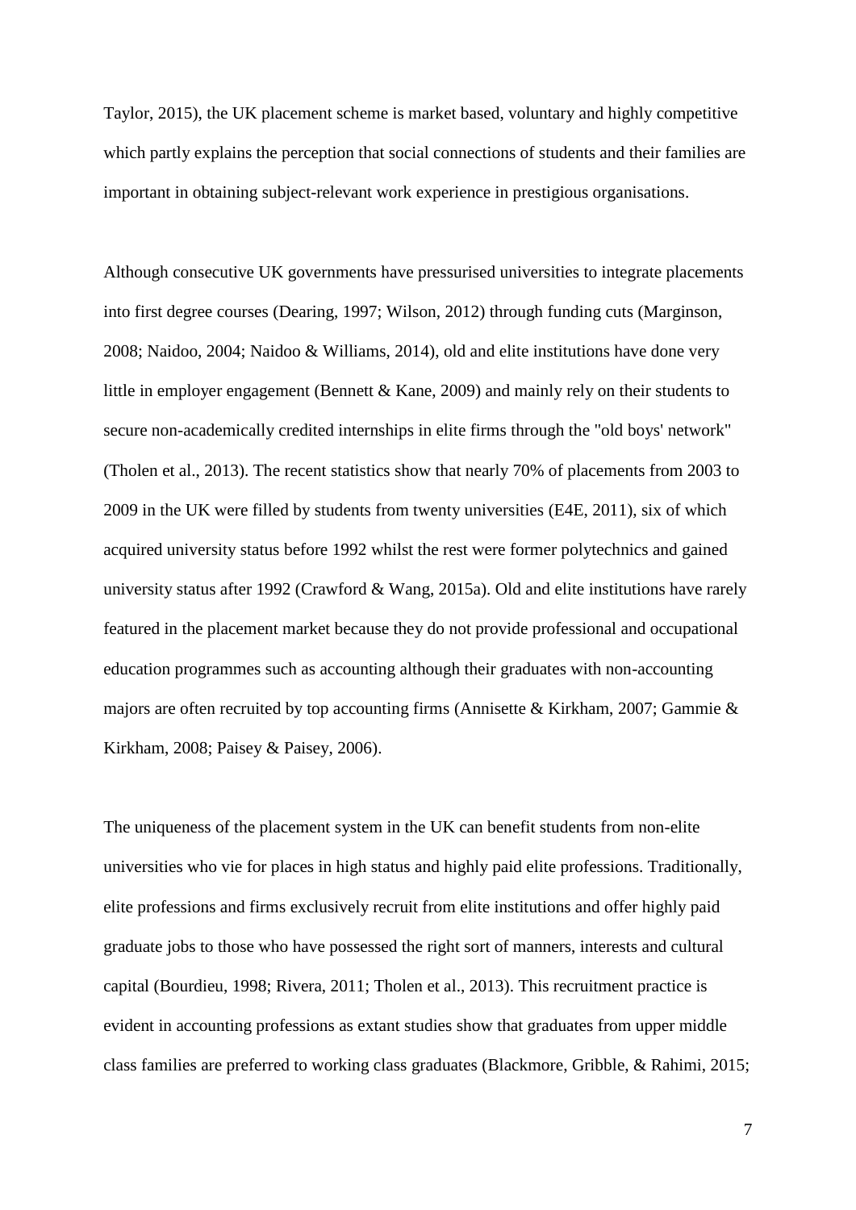Taylor, 2015), the UK placement scheme is market based, voluntary and highly competitive which partly explains the perception that social connections of students and their families are important in obtaining subject-relevant work experience in prestigious organisations.

Although consecutive UK governments have pressurised universities to integrate placements into first degree courses (Dearing, 1997; Wilson, 2012) through funding cuts (Marginson, 2008; Naidoo, 2004; Naidoo & Williams, 2014), old and elite institutions have done very little in employer engagement (Bennett & Kane, 2009) and mainly rely on their students to secure non-academically credited internships in elite firms through the "old boys' network" (Tholen et al., 2013). The recent statistics show that nearly 70% of placements from 2003 to 2009 in the UK were filled by students from twenty universities (E4E, 2011), six of which acquired university status before 1992 whilst the rest were former polytechnics and gained university status after 1992 (Crawford & Wang, 2015a). Old and elite institutions have rarely featured in the placement market because they do not provide professional and occupational education programmes such as accounting although their graduates with non-accounting majors are often recruited by top accounting firms (Annisette & Kirkham, 2007; Gammie & Kirkham, 2008; Paisey & Paisey, 2006).

The uniqueness of the placement system in the UK can benefit students from non-elite universities who vie for places in high status and highly paid elite professions. Traditionally, elite professions and firms exclusively recruit from elite institutions and offer highly paid graduate jobs to those who have possessed the right sort of manners, interests and cultural capital (Bourdieu, 1998; Rivera, 2011; Tholen et al., 2013). This recruitment practice is evident in accounting professions as extant studies show that graduates from upper middle class families are preferred to working class graduates (Blackmore, Gribble, & Rahimi, 2015;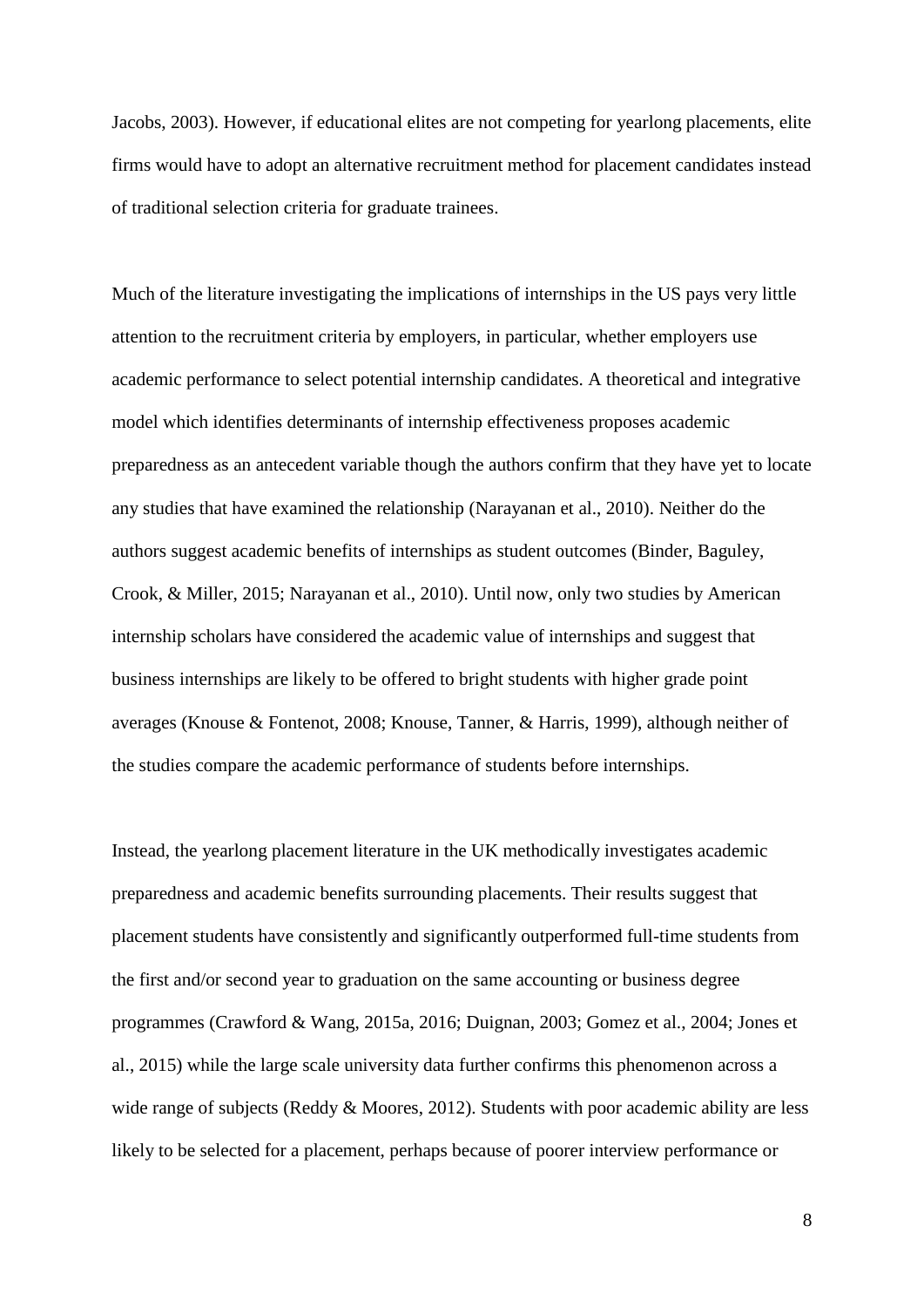Jacobs, 2003). However, if educational elites are not competing for yearlong placements, elite firms would have to adopt an alternative recruitment method for placement candidates instead of traditional selection criteria for graduate trainees.

Much of the literature investigating the implications of internships in the US pays very little attention to the recruitment criteria by employers, in particular, whether employers use academic performance to select potential internship candidates. A theoretical and integrative model which identifies determinants of internship effectiveness proposes academic preparedness as an antecedent variable though the authors confirm that they have yet to locate any studies that have examined the relationship (Narayanan et al., 2010). Neither do the authors suggest academic benefits of internships as student outcomes (Binder, Baguley, Crook, & Miller, 2015; Narayanan et al., 2010). Until now, only two studies by American internship scholars have considered the academic value of internships and suggest that business internships are likely to be offered to bright students with higher grade point averages (Knouse & Fontenot, 2008; Knouse, Tanner, & Harris, 1999), although neither of the studies compare the academic performance of students before internships.

Instead, the yearlong placement literature in the UK methodically investigates academic preparedness and academic benefits surrounding placements. Their results suggest that placement students have consistently and significantly outperformed full-time students from the first and/or second year to graduation on the same accounting or business degree programmes (Crawford & Wang, 2015a, 2016; Duignan, 2003; Gomez et al., 2004; Jones et al., 2015) while the large scale university data further confirms this phenomenon across a wide range of subjects (Reddy & Moores, 2012). Students with poor academic ability are less likely to be selected for a placement, perhaps because of poorer interview performance or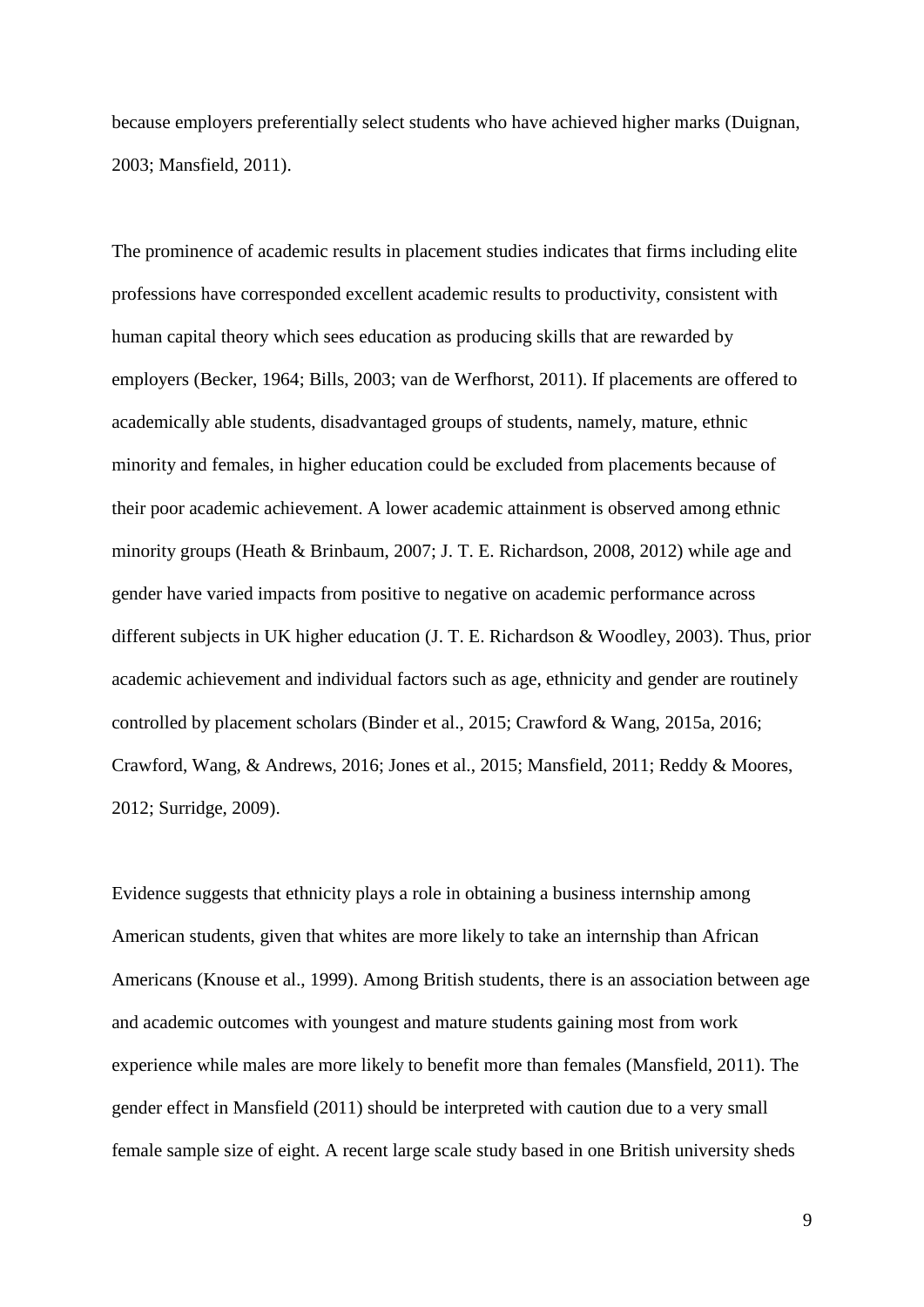because employers preferentially select students who have achieved higher marks (Duignan, 2003; Mansfield, 2011).

The prominence of academic results in placement studies indicates that firms including elite professions have corresponded excellent academic results to productivity, consistent with human capital theory which sees education as producing skills that are rewarded by employers (Becker, 1964; Bills, 2003; van de Werfhorst, 2011). If placements are offered to academically able students, disadvantaged groups of students, namely, mature, ethnic minority and females, in higher education could be excluded from placements because of their poor academic achievement. A lower academic attainment is observed among ethnic minority groups (Heath & Brinbaum, 2007; J. T. E. Richardson, 2008, 2012) while age and gender have varied impacts from positive to negative on academic performance across different subjects in UK higher education (J. T. E. Richardson & Woodley, 2003). Thus, prior academic achievement and individual factors such as age, ethnicity and gender are routinely controlled by placement scholars (Binder et al., 2015; Crawford & Wang, 2015a, 2016; Crawford, Wang, & Andrews, 2016; Jones et al., 2015; Mansfield, 2011; Reddy & Moores, 2012; Surridge, 2009).

Evidence suggests that ethnicity plays a role in obtaining a business internship among American students, given that whites are more likely to take an internship than African Americans (Knouse et al., 1999). Among British students, there is an association between age and academic outcomes with youngest and mature students gaining most from work experience while males are more likely to benefit more than females (Mansfield, 2011). The gender effect in Mansfield (2011) should be interpreted with caution due to a very small female sample size of eight. A recent large scale study based in one British university sheds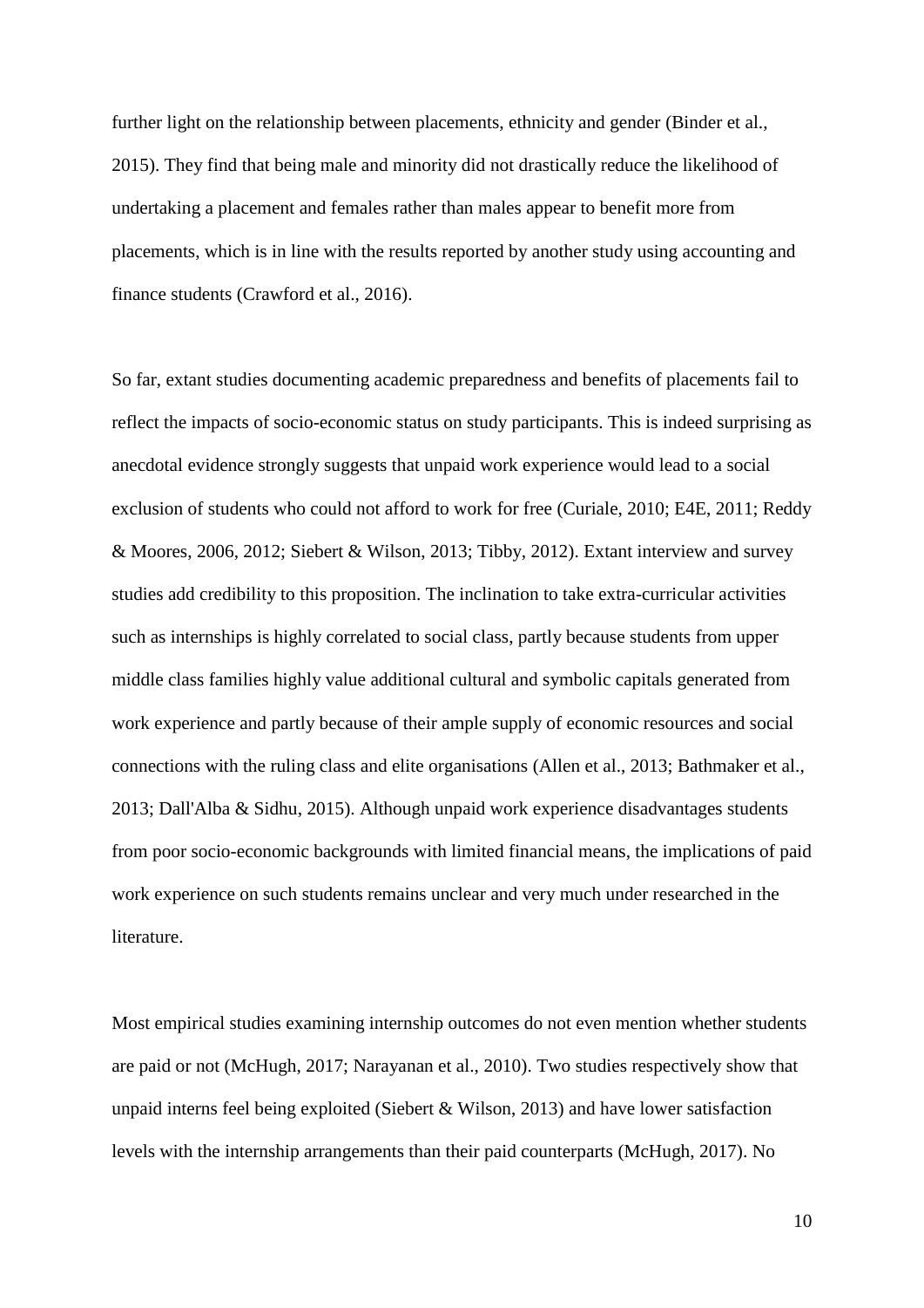further light on the relationship between placements, ethnicity and gender (Binder et al., 2015). They find that being male and minority did not drastically reduce the likelihood of undertaking a placement and females rather than males appear to benefit more from placements, which is in line with the results reported by another study using accounting and finance students (Crawford et al., 2016).

So far, extant studies documenting academic preparedness and benefits of placements fail to reflect the impacts of socio-economic status on study participants. This is indeed surprising as anecdotal evidence strongly suggests that unpaid work experience would lead to a social exclusion of students who could not afford to work for free (Curiale, 2010; E4E, 2011; Reddy & Moores, 2006, 2012; Siebert & Wilson, 2013; Tibby, 2012). Extant interview and survey studies add credibility to this proposition. The inclination to take extra-curricular activities such as internships is highly correlated to social class, partly because students from upper middle class families highly value additional cultural and symbolic capitals generated from work experience and partly because of their ample supply of economic resources and social connections with the ruling class and elite organisations (Allen et al., 2013; Bathmaker et al., 2013; Dall'Alba & Sidhu, 2015). Although unpaid work experience disadvantages students from poor socio-economic backgrounds with limited financial means, the implications of paid work experience on such students remains unclear and very much under researched in the literature.

Most empirical studies examining internship outcomes do not even mention whether students are paid or not (McHugh, 2017; Narayanan et al., 2010). Two studies respectively show that unpaid interns feel being exploited (Siebert & Wilson, 2013) and have lower satisfaction levels with the internship arrangements than their paid counterparts (McHugh, 2017). No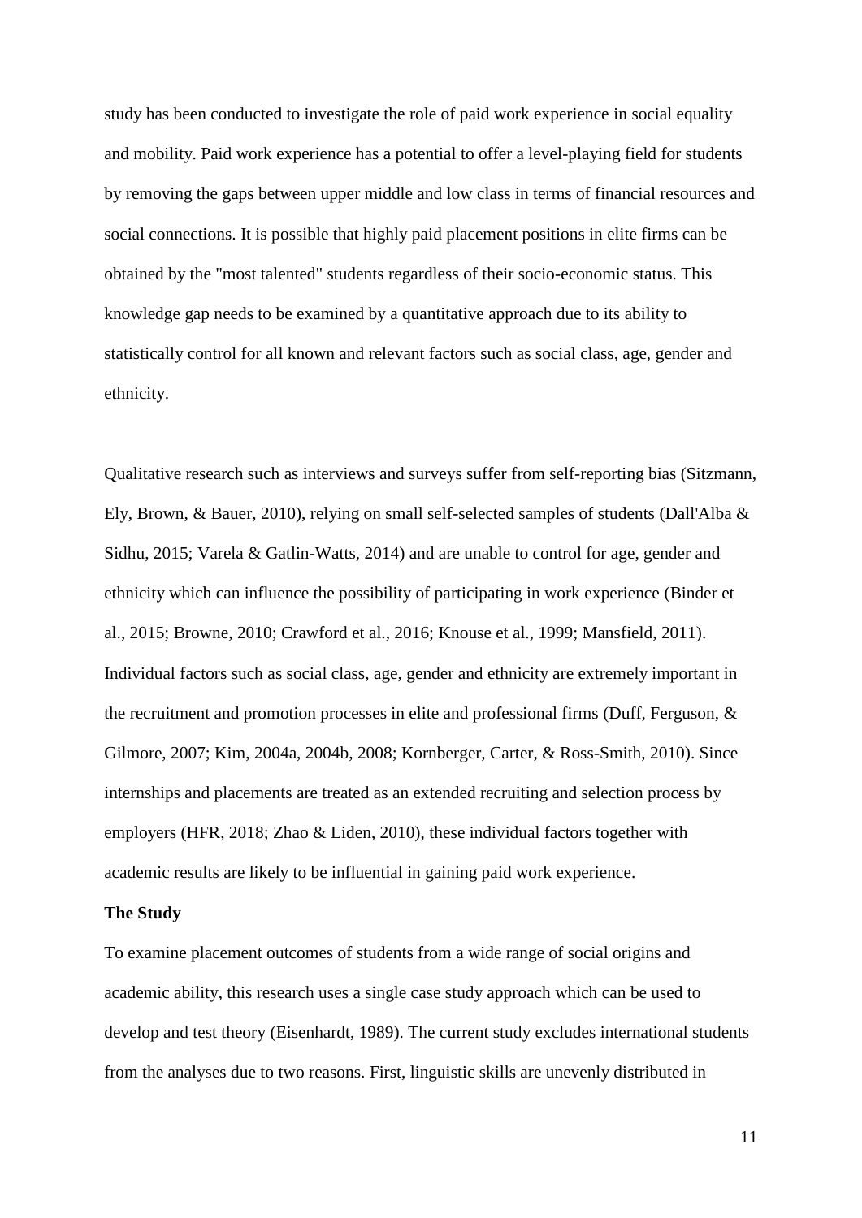study has been conducted to investigate the role of paid work experience in social equality and mobility. Paid work experience has a potential to offer a level-playing field for students by removing the gaps between upper middle and low class in terms of financial resources and social connections. It is possible that highly paid placement positions in elite firms can be obtained by the "most talented" students regardless of their socio-economic status. This knowledge gap needs to be examined by a quantitative approach due to its ability to statistically control for all known and relevant factors such as social class, age, gender and ethnicity.

Qualitative research such as interviews and surveys suffer from self-reporting bias (Sitzmann, Ely, Brown, & Bauer, 2010), relying on small self-selected samples of students (Dall'Alba & Sidhu, 2015; Varela & Gatlin-Watts, 2014) and are unable to control for age, gender and ethnicity which can influence the possibility of participating in work experience (Binder et al., 2015; Browne, 2010; Crawford et al., 2016; Knouse et al., 1999; Mansfield, 2011). Individual factors such as social class, age, gender and ethnicity are extremely important in the recruitment and promotion processes in elite and professional firms (Duff, Ferguson, & Gilmore, 2007; Kim, 2004a, 2004b, 2008; Kornberger, Carter, & Ross-Smith, 2010). Since internships and placements are treated as an extended recruiting and selection process by employers (HFR, 2018; Zhao & Liden, 2010), these individual factors together with academic results are likely to be influential in gaining paid work experience.

**The Study**

To examine placement outcomes of students from a wide range of social origins and academic ability, this research uses a single case study approach which can be used to develop and test theory (Eisenhardt, 1989). The current study excludes international students from the analyses due to two reasons. First, linguistic skills are unevenly distributed in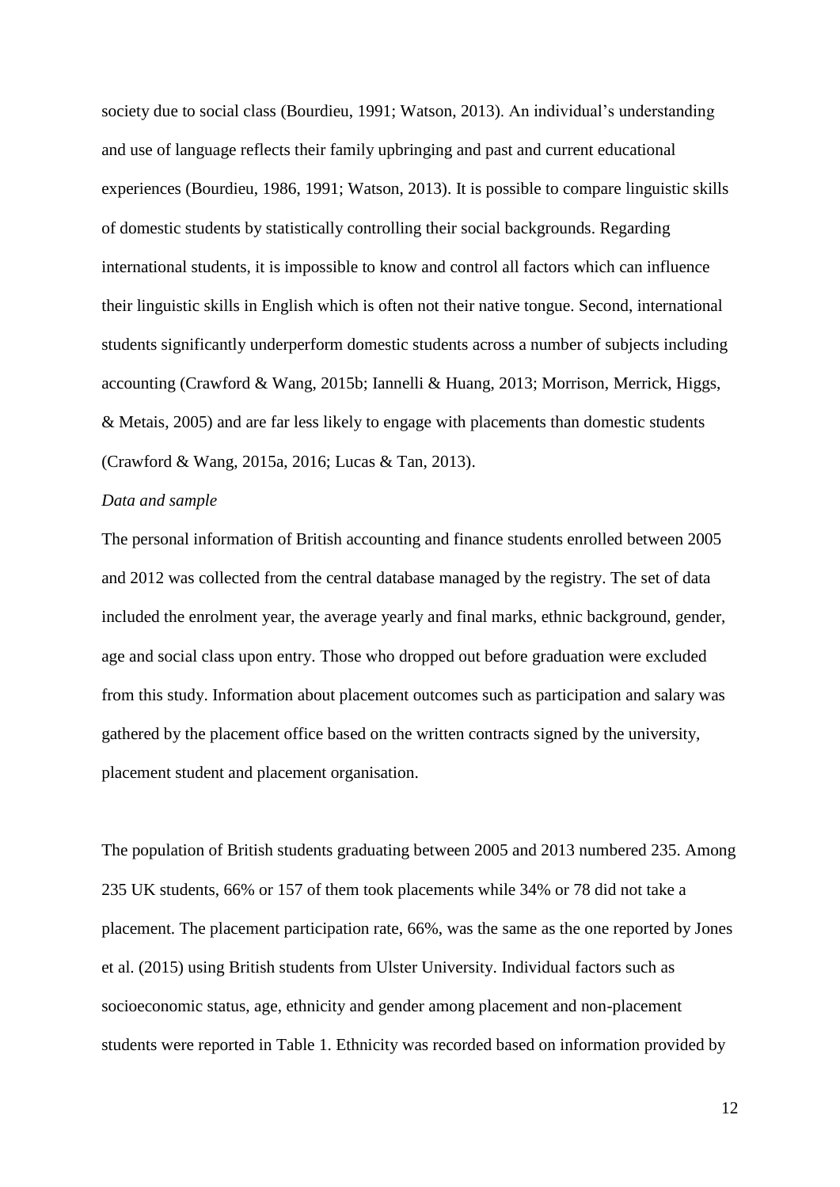society due to social class (Bourdieu, 1991; Watson, 2013). An individual's understanding and use of language reflects their family upbringing and past and current educational experiences (Bourdieu, 1986, 1991; Watson, 2013). It is possible to compare linguistic skills of domestic students by statistically controlling their social backgrounds. Regarding international students, it is impossible to know and control all factors which can influence their linguistic skills in English which is often not their native tongue. Second, international students significantly underperform domestic students across a number of subjects including accounting (Crawford & Wang, 2015b; Iannelli & Huang, 2013; Morrison, Merrick, Higgs, & Metais, 2005) and are far less likely to engage with placements than domestic students (Crawford & Wang, 2015a, 2016; Lucas & Tan, 2013).

*Data and sample*

The personal information of British accounting and finance students enrolled between 2005 and 2012 was collected from the central database managed by the registry. The set of data included the enrolment year, the average yearly and final marks, ethnic background, gender, age and social class upon entry. Those who dropped out before graduation were excluded from this study. Information about placement outcomes such as participation and salary was gathered by the placement office based on the written contracts signed by the university, placement student and placement organisation.

The population of British students graduating between 2005 and 2013 numbered 235. Among 235 UK students, 66% or 157 of them took placements while 34% or 78 did not take a placement. The placement participation rate, 66%, was the same as the one reported by Jones et al. (2015) using British students from Ulster University. Individual factors such as socioeconomic status, age, ethnicity and gender among placement and non-placement students were reported in Table 1. Ethnicity was recorded based on information provided by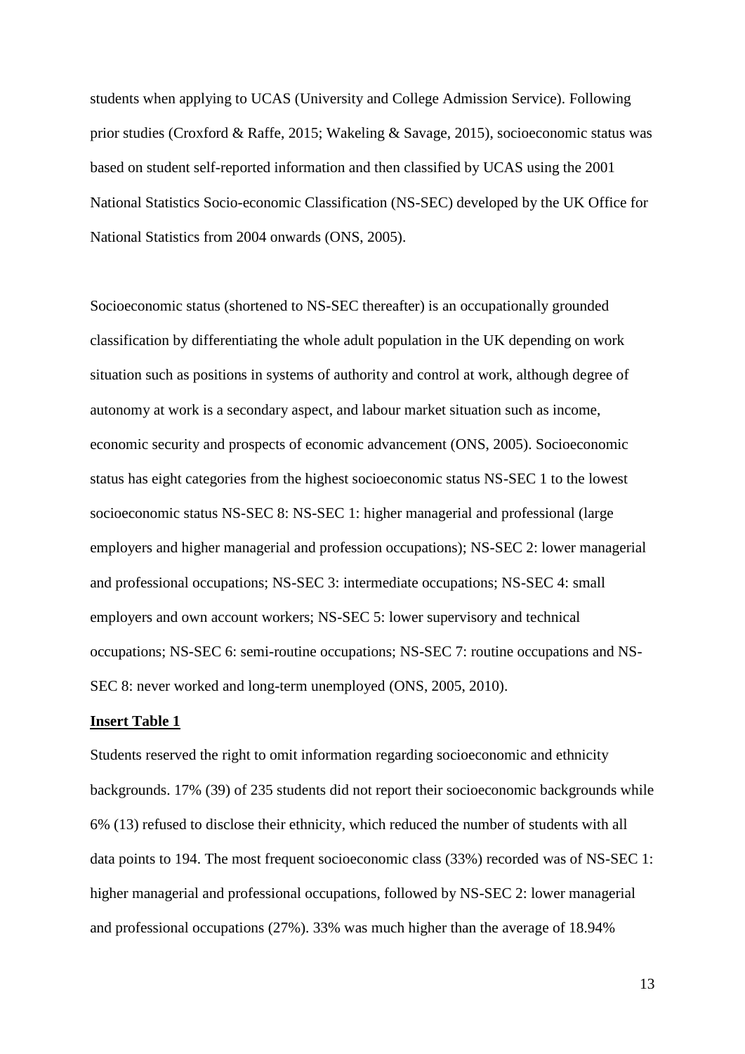students when applying to UCAS (University and College Admission Service). Following prior studies (Croxford & Raffe, 2015; Wakeling & Savage, 2015), socioeconomic status was based on student self-reported information and then classified by UCAS using the 2001 National Statistics Socio-economic Classification (NS-SEC) developed by the UK Office for National Statistics from 2004 onwards (ONS, 2005).

Socioeconomic status (shortened to NS-SEC thereafter) is an occupationally grounded classification by differentiating the whole adult population in the UK depending on work situation such as positions in systems of authority and control at work, although degree of autonomy at work is a secondary aspect, and labour market situation such as income, economic security and prospects of economic advancement (ONS, 2005). Socioeconomic status has eight categories from the highest socioeconomic status NS-SEC 1 to the lowest socioeconomic status NS-SEC 8: NS-SEC 1: higher managerial and professional (large employers and higher managerial and profession occupations); NS-SEC 2: lower managerial and professional occupations; NS-SEC 3: intermediate occupations; NS-SEC 4: small employers and own account workers; NS-SEC 5: lower supervisory and technical occupations; NS-SEC 6: semi-routine occupations; NS-SEC 7: routine occupations and NS-SEC 8: never worked and long-term unemployed (ONS, 2005, 2010).

**Insert Table 1**

Students reserved the right to omit information regarding socioeconomic and ethnicity backgrounds. 17% (39) of 235 students did not report their socioeconomic backgrounds while 6% (13) refused to disclose their ethnicity, which reduced the number of students with all data points to 194. The most frequent socioeconomic class (33%) recorded was of NS-SEC 1: higher managerial and professional occupations, followed by NS-SEC 2: lower managerial and professional occupations (27%). 33% was much higher than the average of 18.94%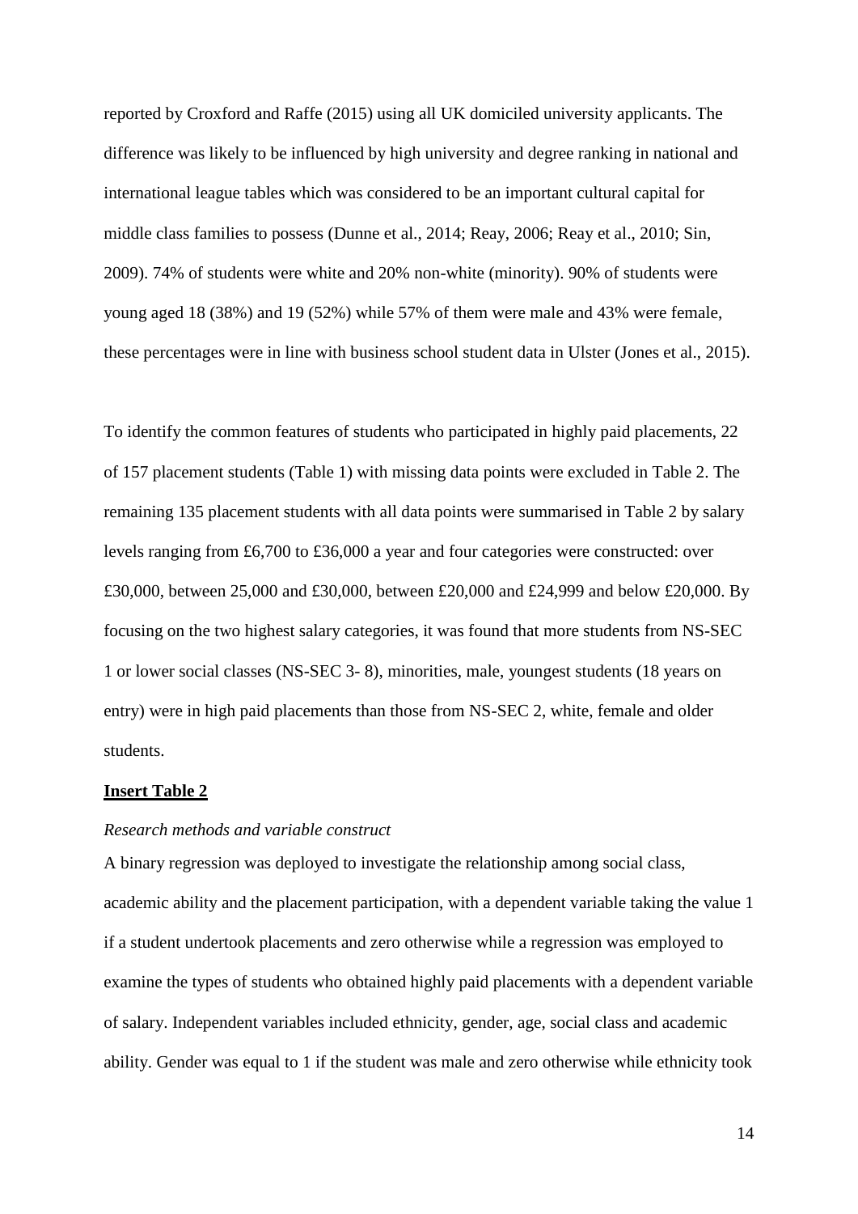reported by Croxford and Raffe (2015) using all UK domiciled university applicants. The difference was likely to be influenced by high university and degree ranking in national and international league tables which was considered to be an important cultural capital for middle class families to possess (Dunne et al., 2014; Reay, 2006; Reay et al., 2010; Sin, 2009). 74% of students were white and 20% non-white (minority). 90% of students were young aged 18 (38%) and 19 (52%) while 57% of them were male and 43% were female, these percentages were in line with business school student data in Ulster (Jones et al., 2015).

To identify the common features of students who participated in highly paid placements, 22 of 157 placement students (Table 1) with missing data points were excluded in Table 2. The remaining 135 placement students with all data points were summarised in Table 2 by salary levels ranging from £6,700 to £36,000 a year and four categories were constructed: over £30,000, between 25,000 and £30,000, between £20,000 and £24,999 and below £20,000. By focusing on the two highest salary categories, it was found that more students from NS-SEC 1 or lower social classes (NS-SEC 3- 8), minorities, male, youngest students (18 years on entry) were in high paid placements than those from NS-SEC 2, white, female and older students.

**<u>Insert Table 2</u>**

*Research methods and variable construct*

A binary regression was deployed to investigate the relationship among social class, academic ability and the placement participation, with a dependent variable taking the value 1 if a student undertook placements and zero otherwise while a regression was employed to examine the types of students who obtained highly paid placements with a dependent variable of salary. Independent variables included ethnicity, gender, age, social class and academic ability. Gender was equal to 1 if the student was male and zero otherwise while ethnicity took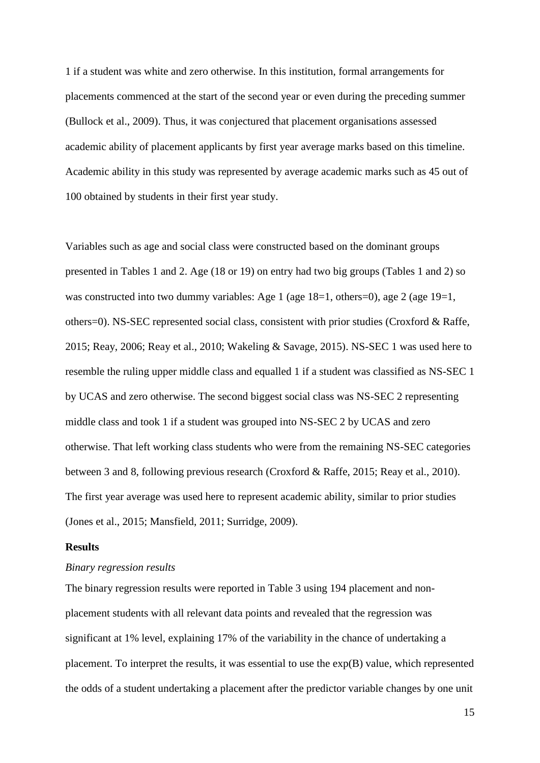1 if a student was white and zero otherwise. In this institution, formal arrangements for placements commenced at the start of the second year or even during the preceding summer (Bullock et al., 2009). Thus, it was conjectured that placement organisations assessed academic ability of placement applicants by first year average marks based on this timeline. Academic ability in this study was represented by average academic marks such as 45 out of 100 obtained by students in their first year study.

Variables such as age and social class were constructed based on the dominant groups presented in Tables 1 and 2. Age (18 or 19) on entry had two big groups (Tables 1 and 2) so was constructed into two dummy variables: Age 1 (age 18=1, others=0), age 2 (age 19=1, others=0). NS-SEC represented social class, consistent with prior studies (Croxford & Raffe, 2015; Reay, 2006; Reay et al., 2010; Wakeling & Savage, 2015). NS-SEC 1 was used here to resemble the ruling upper middle class and equalled 1 if a student was classified as NS-SEC 1 by UCAS and zero otherwise. The second biggest social class was NS-SEC 2 representing middle class and took 1 if a student was grouped into NS-SEC 2 by UCAS and zero otherwise. That left working class students who were from the remaining NS-SEC categories between 3 and 8, following previous research (Croxford & Raffe, 2015; Reay et al., 2010). The first year average was used here to represent academic ability, similar to prior studies (Jones et al., 2015; Mansfield, 2011; Surridge, 2009).

## Results

### *Binary regression results*

The binary regression results were reported in Table 3 using 194 placement and non-placement students with all relevant data points and revealed that the regression was significant at 1% level, explaining 17% of the variability in the chance of undertaking a placement. To interpret the results, it was essential to use the exp(B) value, which represented the odds of a student undertaking a placement after the predictor variable changes by one unit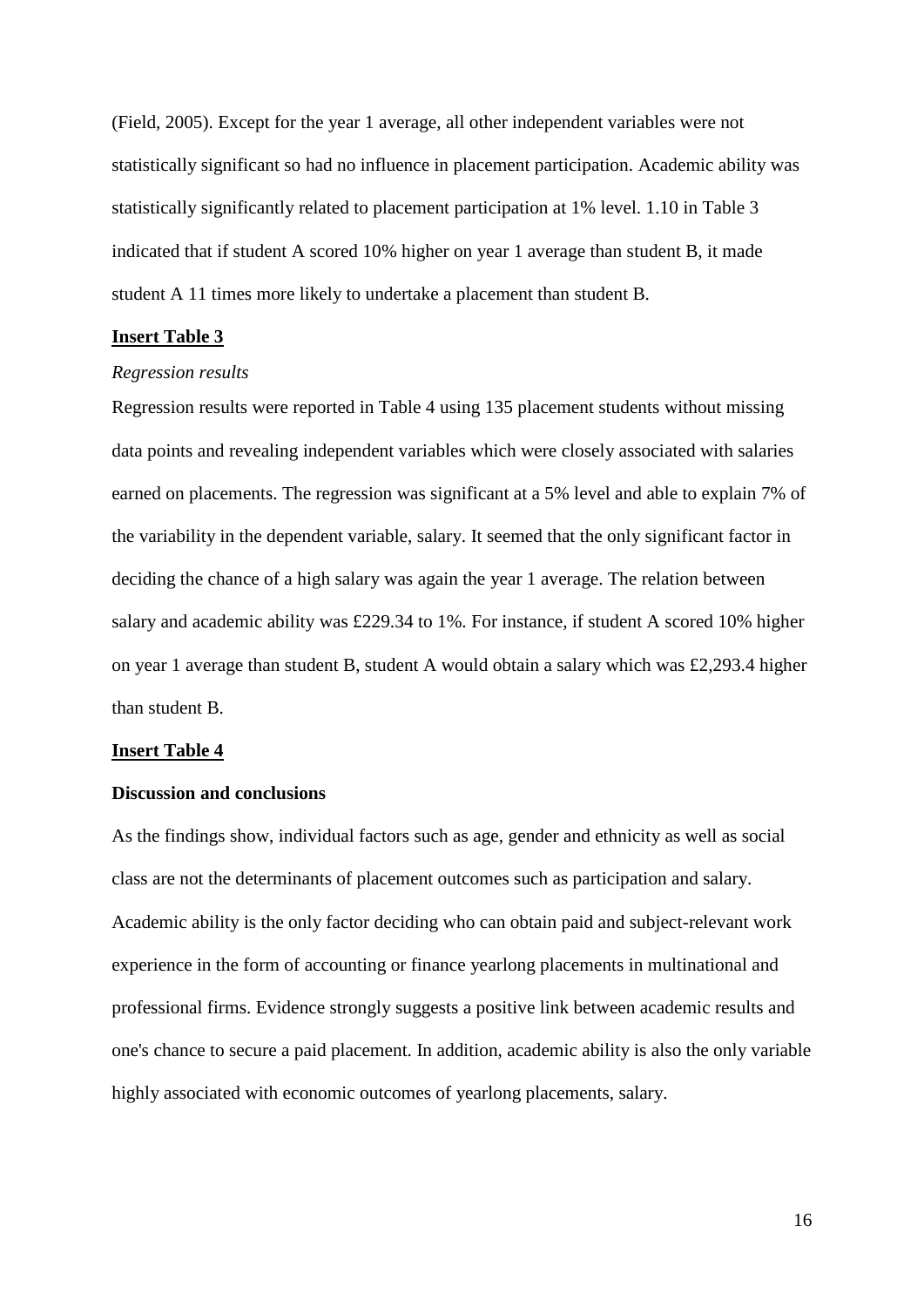(Field, 2005). Except for the year 1 average, all other independent variables were not statistically significant so had no influence in placement participation. Academic ability was statistically significantly related to placement participation at 1% level. 1.10 in Table 3 indicated that if student A scored 10% higher on year 1 average than student B, it made student A 11 times more likely to undertake a placement than student B.

**Insert Table 3**

*Regression results*

Regression results were reported in Table 4 using 135 placement students without missing data points and revealing independent variables which were closely associated with salaries earned on placements. The regression was significant at a 5% level and able to explain 7% of the variability in the dependent variable, salary. It seemed that the only significant factor in deciding the chance of a high salary was again the year 1 average. The relation between salary and academic ability was £229.34 to 1%. For instance, if student A scored 10% higher on year 1 average than student B, student A would obtain a salary which was £2,293.4 higher than student B.

**Insert Table 4**

**Discussion and conclusions**

As the findings show, individual factors such as age, gender and ethnicity as well as social class are not the determinants of placement outcomes such as participation and salary. Academic ability is the only factor deciding who can obtain paid and subject-relevant work experience in the form of accounting or finance yearlong placements in multinational and professional firms. Evidence strongly suggests a positive link between academic results and one's chance to secure a paid placement. In addition, academic ability is also the only variable highly associated with economic outcomes of yearlong placements, salary.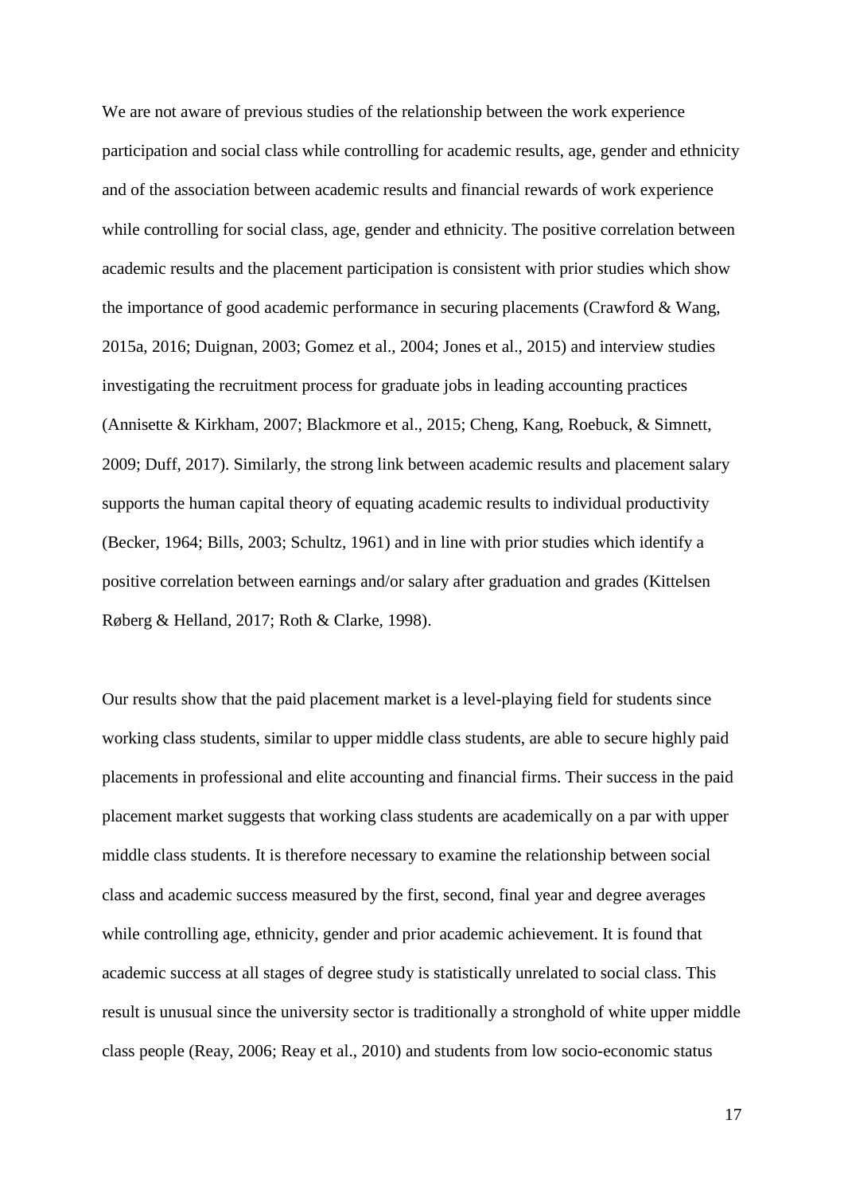We are not aware of previous studies of the relationship between the work experience participation and social class while controlling for academic results, age, gender and ethnicity and of the association between academic results and financial rewards of work experience while controlling for social class, age, gender and ethnicity. The positive correlation between academic results and the placement participation is consistent with prior studies which show the importance of good academic performance in securing placements (Crawford & Wang, 2015a, 2016; Duignan, 2003; Gomez et al., 2004; Jones et al., 2015) and interview studies investigating the recruitment process for graduate jobs in leading accounting practices (Annisette & Kirkham, 2007; Blackmore et al., 2015; Cheng, Kang, Roebuck, & Simnett, 2009; Duff, 2017). Similarly, the strong link between academic results and placement salary supports the human capital theory of equating academic results to individual productivity (Becker, 1964; Bills, 2003; Schultz, 1961) and in line with prior studies which identify a positive correlation between earnings and/or salary after graduation and grades (Kittelsen Røberg & Helland, 2017; Roth & Clarke, 1998).

Our results show that the paid placement market is a level-playing field for students since working class students, similar to upper middle class students, are able to secure highly paid placements in professional and elite accounting and financial firms. Their success in the paid placement market suggests that working class students are academically on a par with upper middle class students. It is therefore necessary to examine the relationship between social class and academic success measured by the first, second, final year and degree averages while controlling age, ethnicity, gender and prior academic achievement. It is found that academic success at all stages of degree study is statistically unrelated to social class. This result is unusual since the university sector is traditionally a stronghold of white upper middle class people (Reay, 2006; Reay et al., 2010) and students from low socio-economic status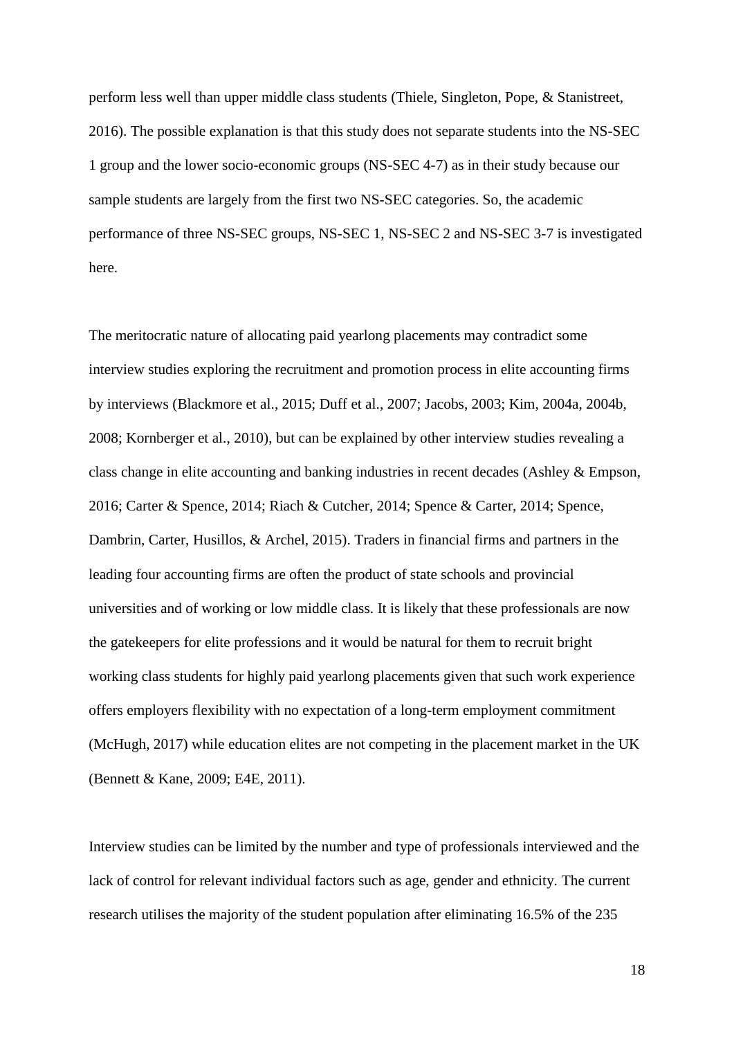perform less well than upper middle class students (Thiele, Singleton, Pope, & Stanistreet, 2016). The possible explanation is that this study does not separate students into the NS-SEC 1 group and the lower socio-economic groups (NS-SEC 4-7) as in their study because our sample students are largely from the first two NS-SEC categories. So, the academic performance of three NS-SEC groups, NS-SEC 1, NS-SEC 2 and NS-SEC 3-7 is investigated here.

The meritocratic nature of allocating paid yearlong placements may contradict some interview studies exploring the recruitment and promotion process in elite accounting firms by interviews (Blackmore et al., 2015; Duff et al., 2007; Jacobs, 2003; Kim, 2004a, 2004b, 2008; Kornberger et al., 2010), but can be explained by other interview studies revealing a class change in elite accounting and banking industries in recent decades (Ashley & Empson, 2016; Carter & Spence, 2014; Riach & Cutcher, 2014; Spence & Carter, 2014; Spence, Dambrin, Carter, Husillos, & Archel, 2015). Traders in financial firms and partners in the leading four accounting firms are often the product of state schools and provincial universities and of working or low middle class. It is likely that these professionals are now the gatekeepers for elite professions and it would be natural for them to recruit bright working class students for highly paid yearlong placements given that such work experience offers employers flexibility with no expectation of a long-term employment commitment (McHugh, 2017) while education elites are not competing in the placement market in the UK (Bennett & Kane, 2009; E4E, 2011).

Interview studies can be limited by the number and type of professionals interviewed and the lack of control for relevant individual factors such as age, gender and ethnicity. The current research utilises the majority of the student population after eliminating 16.5% of the 235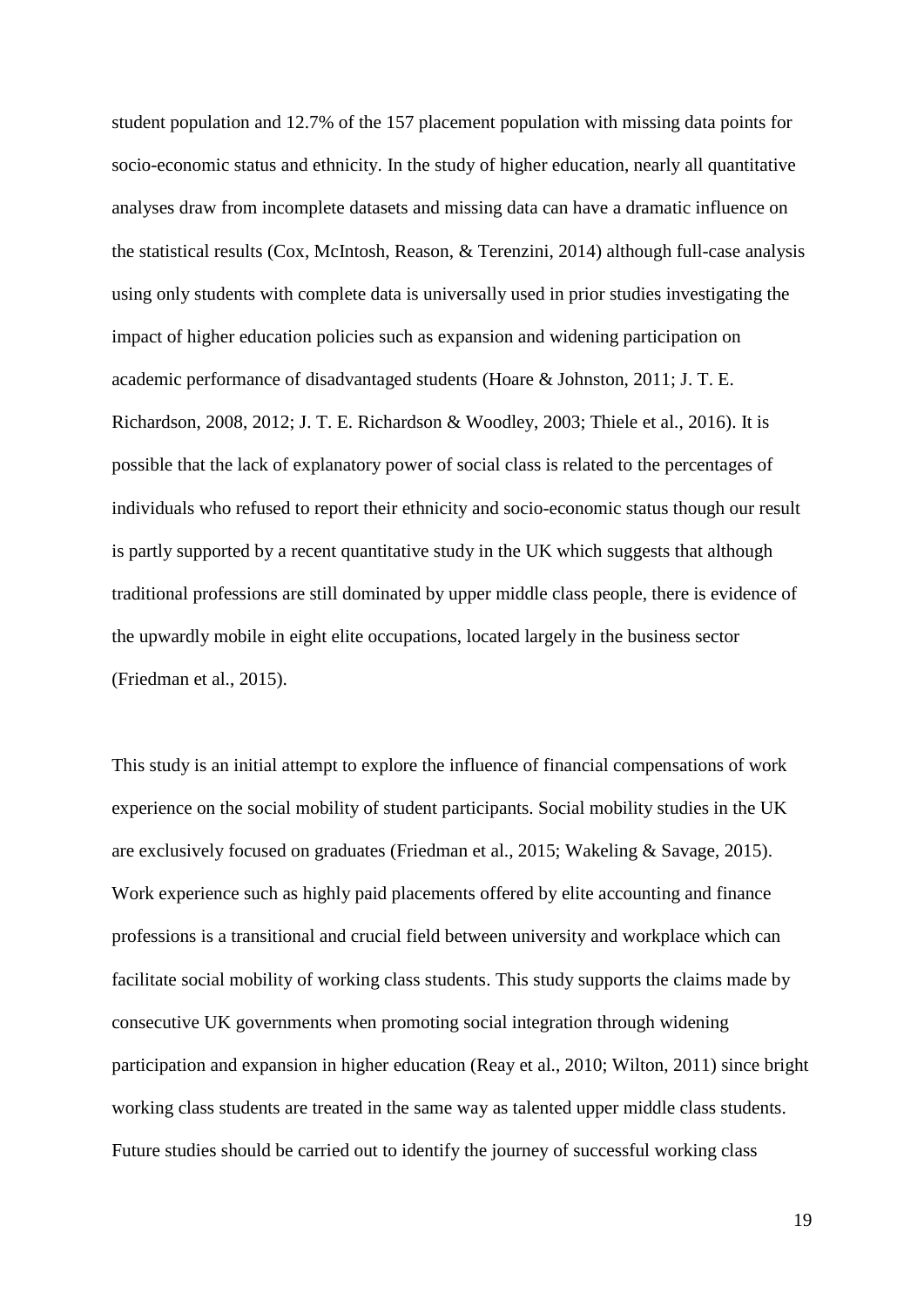student population and 12.7% of the 157 placement population with missing data points for socio-economic status and ethnicity. In the study of higher education, nearly all quantitative analyses draw from incomplete datasets and missing data can have a dramatic influence on the statistical results (Cox, McIntosh, Reason, & Terenzini, 2014) although full-case analysis using only students with complete data is universally used in prior studies investigating the impact of higher education policies such as expansion and widening participation on academic performance of disadvantaged students (Hoare & Johnston, 2011; J. T. E. Richardson, 2008, 2012; J. T. E. Richardson & Woodley, 2003; Thiele et al., 2016). It is possible that the lack of explanatory power of social class is related to the percentages of individuals who refused to report their ethnicity and socio-economic status though our result is partly supported by a recent quantitative study in the UK which suggests that although traditional professions are still dominated by upper middle class people, there is evidence of the upwardly mobile in eight elite occupations, located largely in the business sector (Friedman et al., 2015).

This study is an initial attempt to explore the influence of financial compensations of work experience on the social mobility of student participants. Social mobility studies in the UK are exclusively focused on graduates (Friedman et al., 2015; Wakeling & Savage, 2015). Work experience such as highly paid placements offered by elite accounting and finance professions is a transitional and crucial field between university and workplace which can facilitate social mobility of working class students. This study supports the claims made by consecutive UK governments when promoting social integration through widening participation and expansion in higher education (Reay et al., 2010; Wilton, 2011) since bright working class students are treated in the same way as talented upper middle class students. Future studies should be carried out to identify the journey of successful working class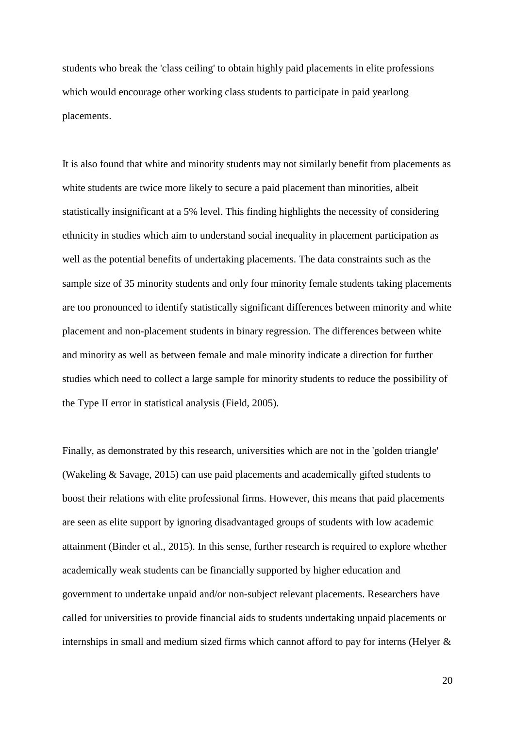students who break the 'class ceiling' to obtain highly paid placements in elite professions which would encourage other working class students to participate in paid yearlong placements.

It is also found that white and minority students may not similarly benefit from placements as white students are twice more likely to secure a paid placement than minorities, albeit statistically insignificant at a 5% level. This finding highlights the necessity of considering ethnicity in studies which aim to understand social inequality in placement participation as well as the potential benefits of undertaking placements. The data constraints such as the sample size of 35 minority students and only four minority female students taking placements are too pronounced to identify statistically significant differences between minority and white placement and non-placement students in binary regression. The differences between white and minority as well as between female and male minority indicate a direction for further studies which need to collect a large sample for minority students to reduce the possibility of the Type II error in statistical analysis (Field, 2005).

Finally, as demonstrated by this research, universities which are not in the 'golden triangle' (Wakeling & Savage, 2015) can use paid placements and academically gifted students to boost their relations with elite professional firms. However, this means that paid placements are seen as elite support by ignoring disadvantaged groups of students with low academic attainment (Binder et al., 2015). In this sense, further research is required to explore whether academically weak students can be financially supported by higher education and government to undertake unpaid and/or non-subject relevant placements. Researchers have called for universities to provide financial aids to students undertaking unpaid placements or internships in small and medium sized firms which cannot afford to pay for interns (Helyer &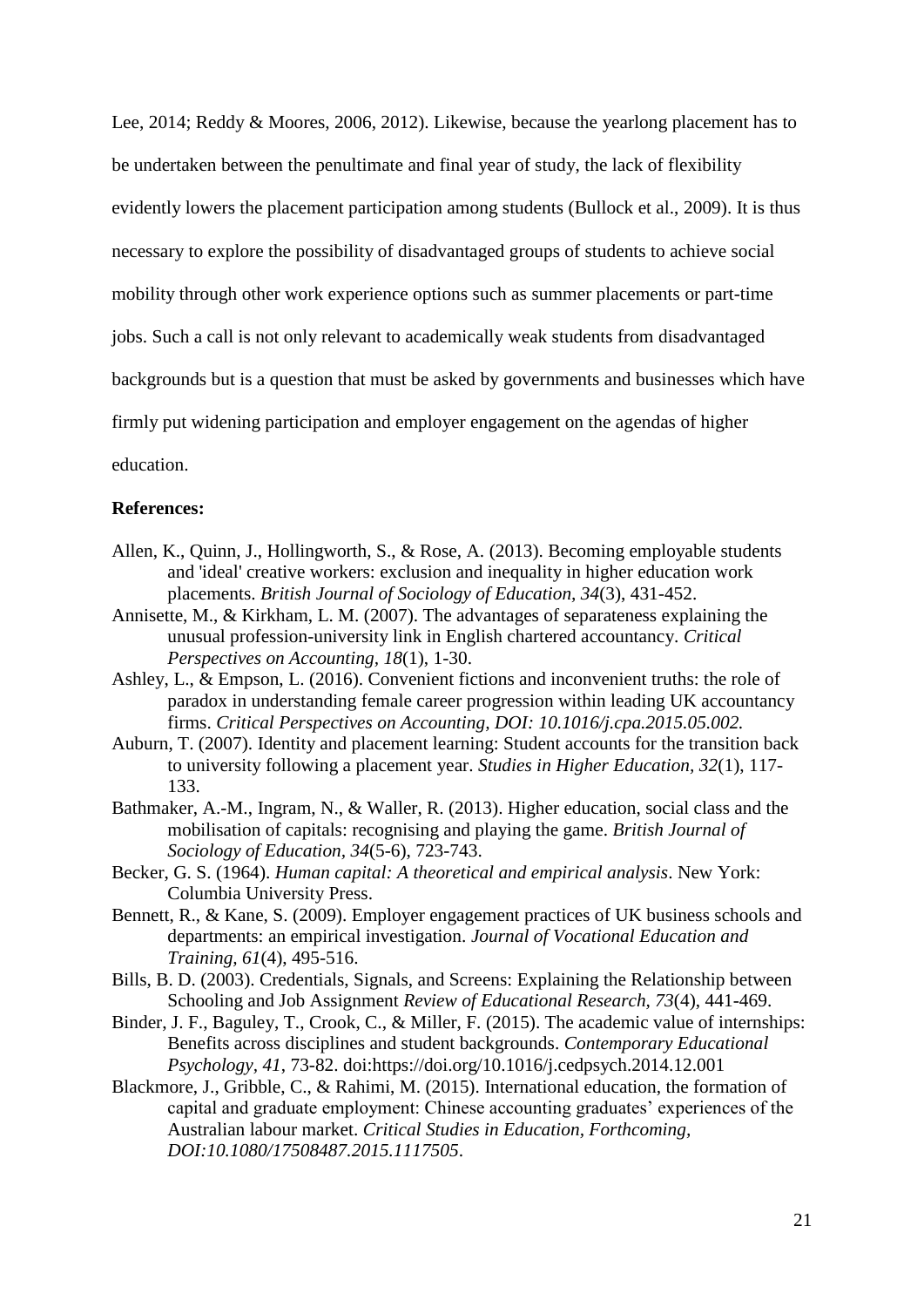Lee, 2014; Reddy & Moores, 2006, 2012). Likewise, because the yearlong placement has to be undertaken between the penultimate and final year of study, the lack of flexibility evidently lowers the placement participation among students (Bullock et al., 2009). It is thus necessary to explore the possibility of disadvantaged groups of students to achieve social mobility through other work experience options such as summer placements or part-time jobs. Such a call is not only relevant to academically weak students from disadvantaged backgrounds but is a question that must be asked by governments and businesses which have firmly put widening participation and employer engagement on the agendas of higher education.

**References:**

Allen, K., Quinn, J., Hollingworth, S., & Rose, A. (2013). Becoming employable students and 'ideal' creative workers: exclusion and inequality in higher education work placements. *British Journal of Sociology of Education, 34*(3), 431-452.

Annisette, M., & Kirkham, L. M. (2007). The advantages of separateness explaining the unusual profession-university link in English chartered accountancy. *Critical Perspectives on Accounting, 18*(1), 1-30.

Ashley, L., & Empson, L. (2016). Convenient fictions and inconvenient truths: the role of paradox in understanding female career progression within leading UK accountancy firms. *Critical Perspectives on Accounting, DOI: 10.1016/j.cpa.2015.05.002.*

Auburn, T. (2007). Identity and placement learning: Student accounts for the transition back to university following a placement year. *Studies in Higher Education, 32*(1), 117-133.

Bathmaker, A.-M., Ingram, N., & Waller, R. (2013). Higher education, social class and the mobilisation of capitals: recognising and playing the game. *British Journal of Sociology of Education, 34*(5-6), 723-743.

Becker, G. S. (1964). *Human capital: A theoretical and empirical analysis*. New York: Columbia University Press.

Bennett, R., & Kane, S. (2009). Employer engagement practices of UK business schools and departments: an empirical investigation. *Journal of Vocational Education and Training, 61*(4), 495-516.

Bills, B. D. (2003). Credentials, Signals, and Screens: Explaining the Relationship between Schooling and Job Assignment *Review of Educational Research, 73*(4), 441-469.

Binder, J. F., Baguley, T., Crook, C., & Miller, F. (2015). The academic value of internships: Benefits across disciplines and student backgrounds. *Contemporary Educational Psychology, 41*, 73-82. doi:https://doi.org/10.1016/j.cedpsych.2014.12.001

Blackmore, J., Gribble, C., & Rahimi, M. (2015). International education, the formation of capital and graduate employment: Chinese accounting graduates' experiences of the Australian labour market. *Critical Studies in Education, Forthcoming, DOI:10.1080/17508487.2015.1117505*.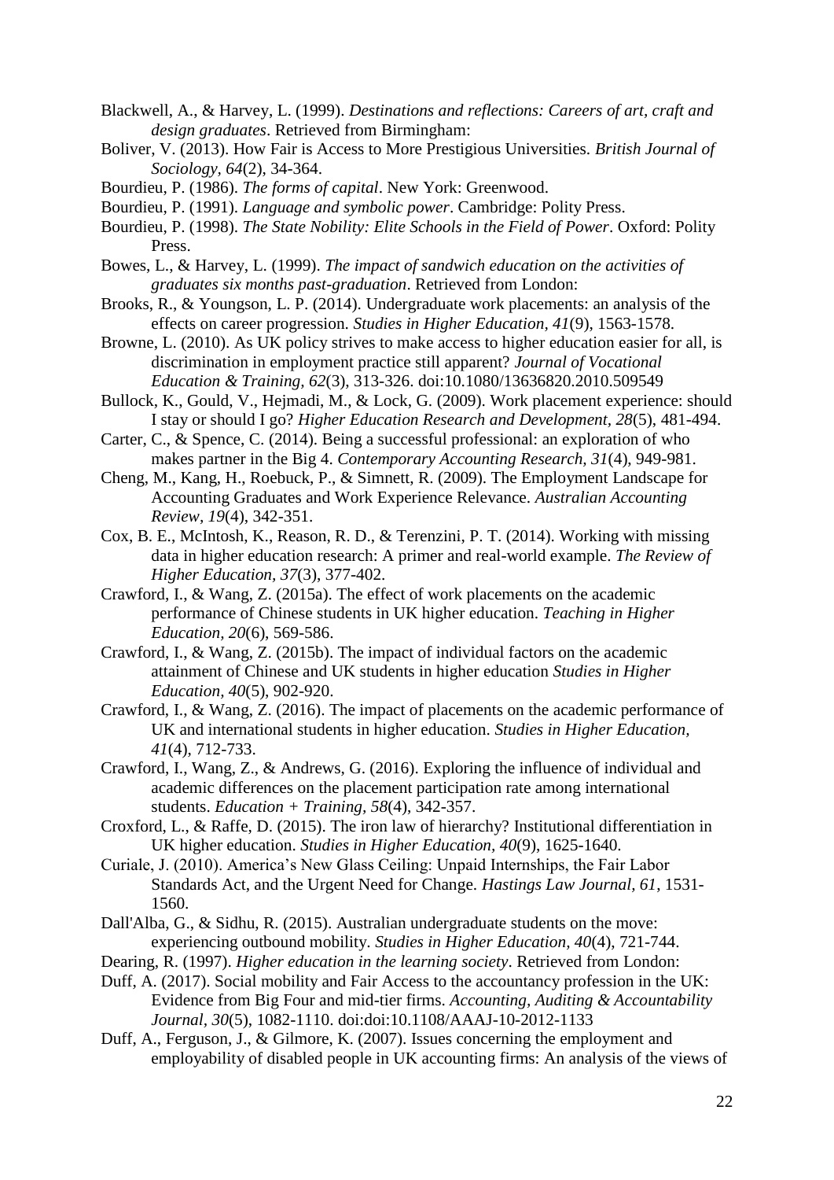Blackwell, A., & Harvey, L. (1999). *Destinations and reflections: Careers of art, craft and design graduates*. Retrieved from Birmingham:

Boliver, V. (2013). How Fair is Access to More Prestigious Universities. *British Journal of Sociology, 64*(2), 34-364.

Bourdieu, P. (1986). *The forms of capital*. New York: Greenwood.

Bourdieu, P. (1991). *Language and symbolic power*. Cambridge: Polity Press.

Bourdieu, P. (1998). *The State Nobility: Elite Schools in the Field of Power*. Oxford: Polity Press.

Bowes, L., & Harvey, L. (1999). *The impact of sandwich education on the activities of graduates six months past-graduation*. Retrieved from London:

Brooks, R., & Youngson, L. P. (2014). Undergraduate work placements: an analysis of the effects on career progression. *Studies in Higher Education, 41*(9), 1563-1578.

Browne, L. (2010). As UK policy strives to make access to higher education easier for all, is discrimination in employment practice still apparent? *Journal of Vocational Education & Training, 62*(3), 313-326. doi:10.1080/13636820.2010.509549

Bullock, K., Gould, V., Hejmadi, M., & Lock, G. (2009). Work placement experience: should I stay or should I go? *Higher Education Research and Development, 28*(5), 481-494.

Carter, C., & Spence, C. (2014). Being a successful professional: an exploration of who makes partner in the Big 4. *Contemporary Accounting Research, 31*(4), 949-981.

Cheng, M., Kang, H., Roebuck, P., & Simnett, R. (2009). The Employment Landscape for Accounting Graduates and Work Experience Relevance. *Australian Accounting Review, 19*(4), 342-351.

Cox, B. E., McIntosh, K., Reason, R. D., & Terenzini, P. T. (2014). Working with missing data in higher education research: A primer and real-world example. *The Review of Higher Education, 37*(3), 377-402.

Crawford, I., & Wang, Z. (2015a). The effect of work placements on the academic performance of Chinese students in UK higher education. *Teaching in Higher Education, 20*(6), 569-586.

Crawford, I., & Wang, Z. (2015b). The impact of individual factors on the academic attainment of Chinese and UK students in higher education *Studies in Higher Education, 40*(5), 902-920.

Crawford, I., & Wang, Z. (2016). The impact of placements on the academic performance of UK and international students in higher education. *Studies in Higher Education, 41*(4), 712-733.

Crawford, I., Wang, Z., & Andrews, G. (2016). Exploring the influence of individual and academic differences on the placement participation rate among international students. *Education + Training, 58*(4), 342-357.

Croxford, L., & Raffe, D. (2015). The iron law of hierarchy? Institutional differentiation in UK higher education. *Studies in Higher Education, 40*(9), 1625-1640.

Curiale, J. (2010). America's New Glass Ceiling: Unpaid Internships, the Fair Labor Standards Act, and the Urgent Need for Change. *Hastings Law Journal, 61*, 1531-1560.

Dall'Alba, G., & Sidhu, R. (2015). Australian undergraduate students on the move: experiencing outbound mobility. *Studies in Higher Education, 40*(4), 721-744.

Dearing, R. (1997). *Higher education in the learning society*. Retrieved from London:

Duff, A. (2017). Social mobility and Fair Access to the accountancy profession in the UK: Evidence from Big Four and mid-tier firms. *Accounting, Auditing & Accountability Journal, 30*(5), 1082-1110. doi:doi:10.1108/AAAJ-10-2012-1133

Duff, A., Ferguson, J., & Gilmore, K. (2007). Issues concerning the employment and employability of disabled people in UK accounting firms: An analysis of the views of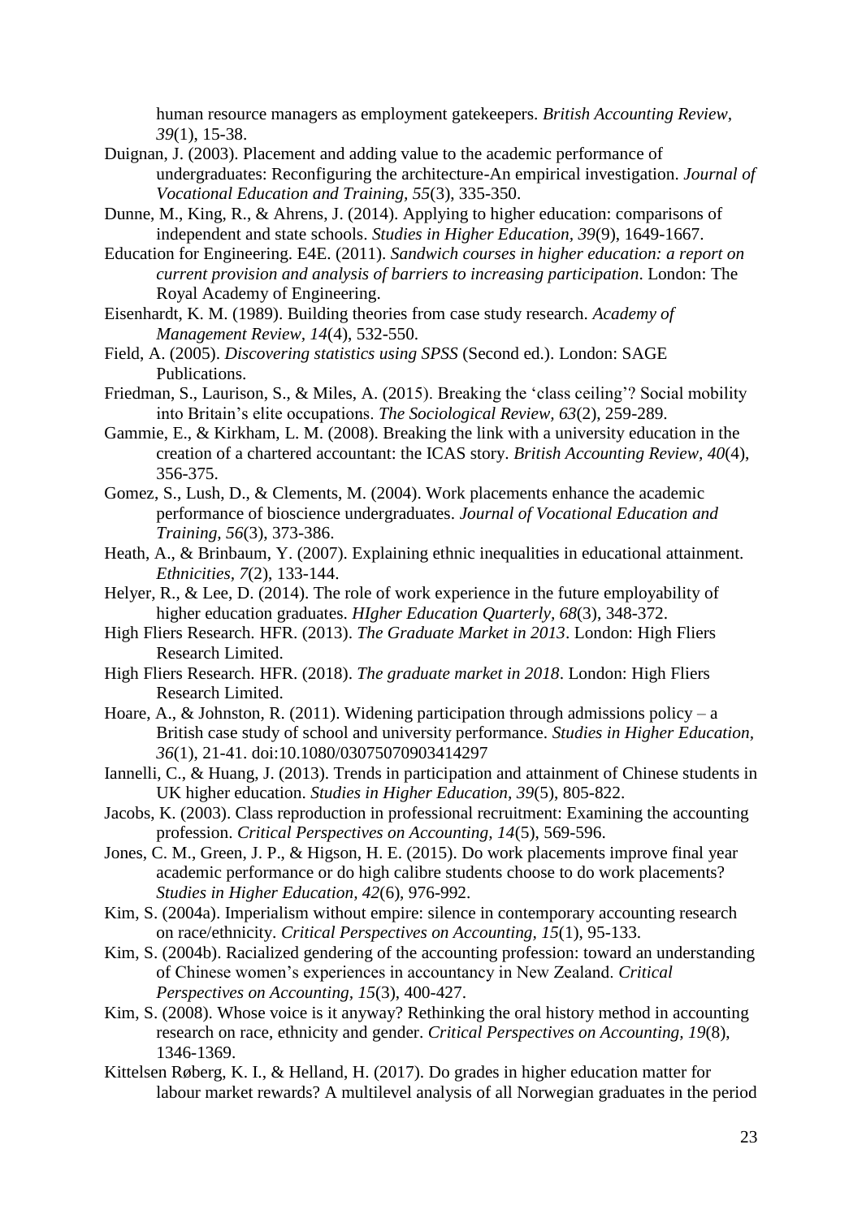human resource managers as employment gatekeepers. *British Accounting Review, 39*(1), 15-38.

Duignan, J. (2003). Placement and adding value to the academic performance of undergraduates: Reconfiguring the architecture-An empirical investigation. *Journal of Vocational Education and Training, 55*(3), 335-350.

Dunne, M., King, R., & Ahrens, J. (2014). Applying to higher education: comparisons of independent and state schools. *Studies in Higher Education, 39*(9), 1649-1667.

Education for Engineering. E4E. (2011). *Sandwich courses in higher education: a report on current provision and analysis of barriers to increasing participation*. London: The Royal Academy of Engineering.

Eisenhardt, K. M. (1989). Building theories from case study research. *Academy of Management Review, 14*(4), 532-550.

Field, A. (2005). *Discovering statistics using SPSS* (Second ed.). London: SAGE Publications.

Friedman, S., Laurison, S., & Miles, A. (2015). Breaking the 'class ceiling'? Social mobility into Britain's elite occupations. *The Sociological Review, 63*(2), 259-289.

Gammie, E., & Kirkham, L. M. (2008). Breaking the link with a university education in the creation of a chartered accountant: the ICAS story. *British Accounting Review, 40*(4), 356-375.

Gomez, S., Lush, D., & Clements, M. (2004). Work placements enhance the academic performance of bioscience undergraduates. *Journal of Vocational Education and Training, 56*(3), 373-386.

Heath, A., & Brinbaum, Y. (2007). Explaining ethnic inequalities in educational attainment. *Ethnicities, 7*(2), 133-144.

Helyer, R., & Lee, D. (2014). The role of work experience in the future employability of higher education graduates. *HIgher Education Quarterly, 68*(3), 348-372.

High Fliers Research. HFR. (2013). *The Graduate Market in 2013*. London: High Fliers Research Limited.

High Fliers Research. HFR. (2018). *The graduate market in 2018*. London: High Fliers Research Limited.

Hoare, A., & Johnston, R. (2011). Widening participation through admissions policy – a British case study of school and university performance. *Studies in Higher Education, 36*(1), 21-41. doi:10.1080/03075070903414297

Iannelli, C., & Huang, J. (2013). Trends in participation and attainment of Chinese students in UK higher education. *Studies in Higher Education, 39*(5), 805-822.

Jacobs, K. (2003). Class reproduction in professional recruitment: Examining the accounting profession. *Critical Perspectives on Accounting, 14*(5), 569-596.

Jones, C. M., Green, J. P., & Higson, H. E. (2015). Do work placements improve final year academic performance or do high calibre students choose to do work placements? *Studies in Higher Education, 42*(6), 976-992.

Kim, S. (2004a). Imperialism without empire: silence in contemporary accounting research on race/ethnicity. *Critical Perspectives on Accounting, 15*(1), 95-133.

Kim, S. (2004b). Racialized gendering of the accounting profession: toward an understanding of Chinese women's experiences in accountancy in New Zealand. *Critical Perspectives on Accounting, 15*(3), 400-427.

Kim, S. (2008). Whose voice is it anyway? Rethinking the oral history method in accounting research on race, ethnicity and gender. *Critical Perspectives on Accounting, 19*(8), 1346-1369.

Kittelsen Røberg, K. I., & Helland, H. (2017). Do grades in higher education matter for labour market rewards? A multilevel analysis of all Norwegian graduates in the period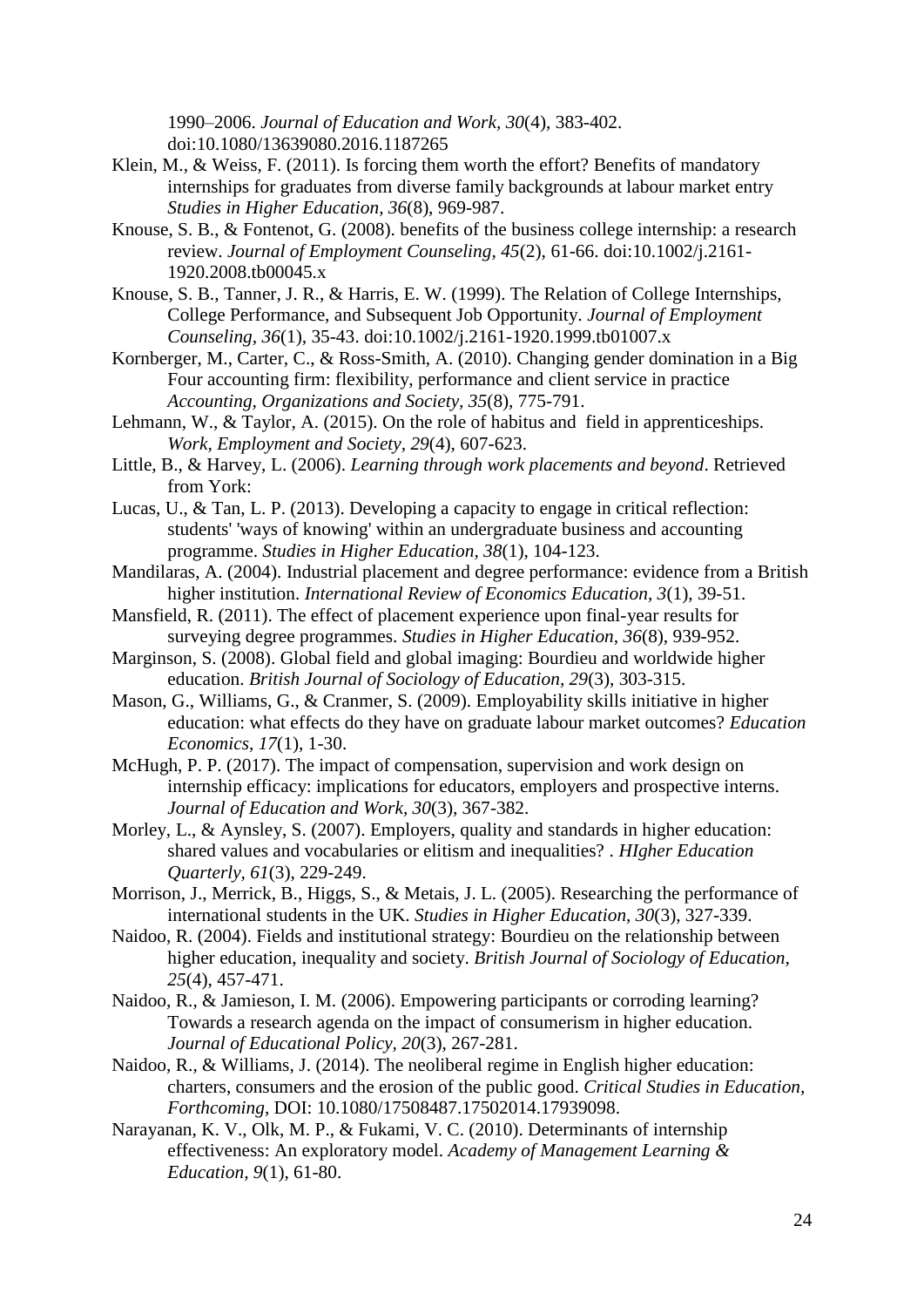1990–2006. *Journal of Education and Work, 30*(4), 383-402. doi:10.1080/13639080.2016.1187265

Klein, M., & Weiss, F. (2011). Is forcing them worth the effort? Benefits of mandatory internships for graduates from diverse family backgrounds at labour market entry *Studies in Higher Education, 36*(8), 969-987.

Knouse, S. B., & Fontenot, G. (2008). benefits of the business college internship: a research review. *Journal of Employment Counseling, 45*(2), 61-66. doi:10.1002/j.2161-1920.2008.tb00045.x

Knouse, S. B., Tanner, J. R., & Harris, E. W. (1999). The Relation of College Internships, College Performance, and Subsequent Job Opportunity. *Journal of Employment Counseling, 36*(1), 35-43. doi:10.1002/j.2161-1920.1999.tb01007.x

Kornberger, M., Carter, C., & Ross-Smith, A. (2010). Changing gender domination in a Big Four accounting firm: flexibility, performance and client service in practice *Accounting, Organizations and Society, 35*(8), 775-791.

Lehmann, W., & Taylor, A. (2015). On the role of habitus and field in apprenticeships. *Work, Employment and Society, 29*(4), 607-623.

Little, B., & Harvey, L. (2006). *Learning through work placements and beyond*. Retrieved from York:

Lucas, U., & Tan, L. P. (2013). Developing a capacity to engage in critical reflection: students' 'ways of knowing' within an undergraduate business and accounting programme. *Studies in Higher Education, 38*(1), 104-123.

Mandilaras, A. (2004). Industrial placement and degree performance: evidence from a British higher institution. *International Review of Economics Education, 3*(1), 39-51.

Mansfield, R. (2011). The effect of placement experience upon final-year results for surveying degree programmes. *Studies in Higher Education, 36*(8), 939-952.

Marginson, S. (2008). Global field and global imaging: Bourdieu and worldwide higher education. *British Journal of Sociology of Education, 29*(3), 303-315.

Mason, G., Williams, G., & Cranmer, S. (2009). Employability skills initiative in higher education: what effects do they have on graduate labour market outcomes? *Education Economics, 17*(1), 1-30.

McHugh, P. P. (2017). The impact of compensation, supervision and work design on internship efficacy: implications for educators, employers and prospective interns. *Journal of Education and Work, 30*(3), 367-382.

Morley, L., & Aynsley, S. (2007). Employers, quality and standards in higher education: shared values and vocabularies or elitism and inequalities? . *HIgher Education Quarterly, 61*(3), 229-249.

Morrison, J., Merrick, B., Higgs, S., & Metais, J. L. (2005). Researching the performance of international students in the UK. *Studies in Higher Education, 30*(3), 327-339.

Naidoo, R. (2004). Fields and institutional strategy: Bourdieu on the relationship between higher education, inequality and society. *British Journal of Sociology of Education, 25*(4), 457-471.

Naidoo, R., & Jamieson, I. M. (2006). Empowering participants or corroding learning? Towards a research agenda on the impact of consumerism in higher education. *Journal of Educational Policy, 20*(3), 267-281.

Naidoo, R., & Williams, J. (2014). The neoliberal regime in English higher education: charters, consumers and the erosion of the public good. *Critical Studies in Education, Forthcoming*, DOI: 10.1080/17508487.17502014.17939098.

Narayanan, K. V., Olk, M. P., & Fukami, V. C. (2010). Determinants of internship effectiveness: An exploratory model. *Academy of Management Learning & Education, 9*(1), 61-80.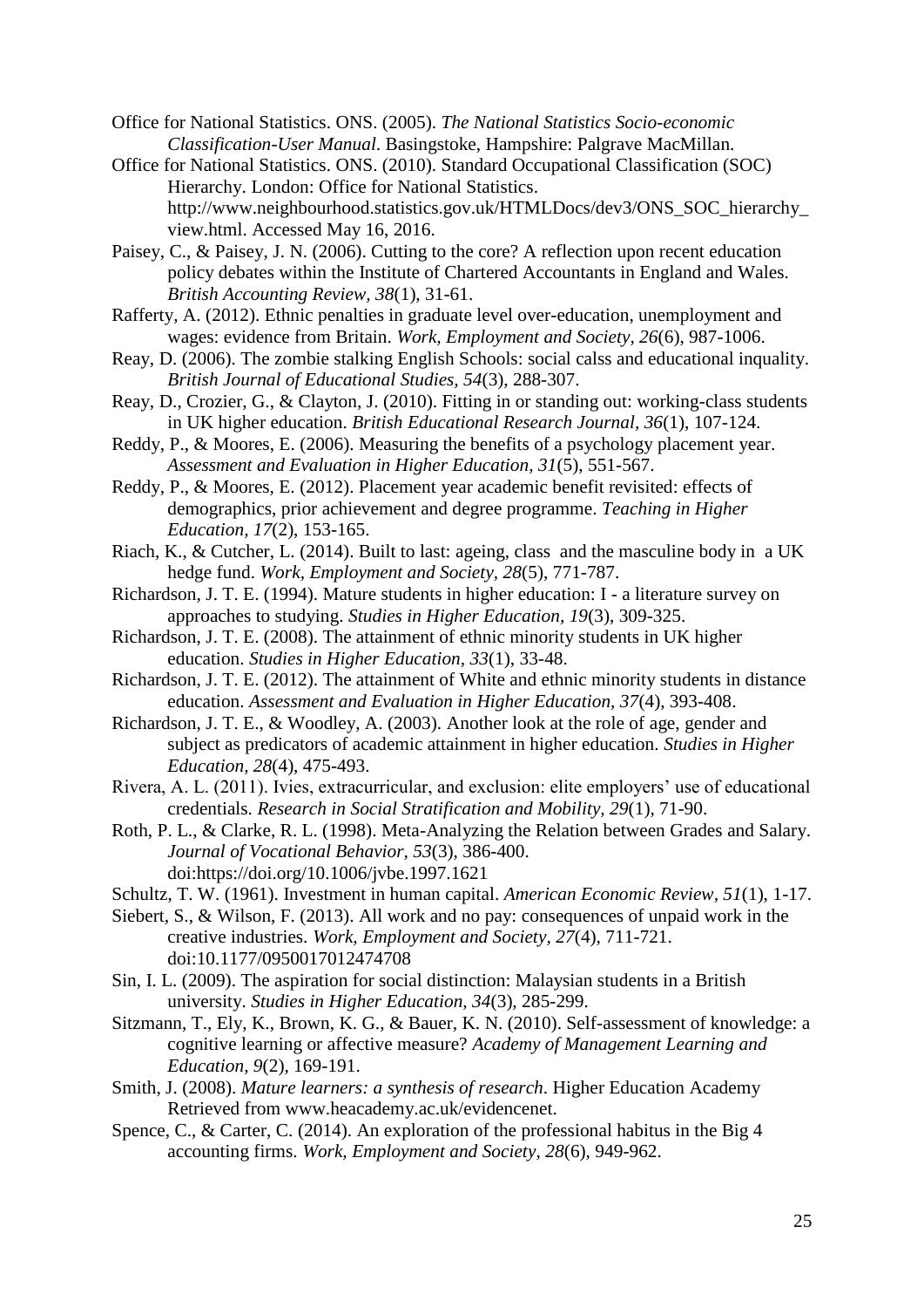Office for National Statistics. ONS. (2005). *The National Statistics Socio-economic Classification-User Manual*. Basingstoke, Hampshire: Palgrave MacMillan.

Office for National Statistics. ONS. (2010). Standard Occupational Classification (SOC) Hierarchy. London: Office for National Statistics. http://www.neighbourhood.statistics.gov.uk/HTMLDocs/dev3/ONS_SOC_hierarchy_view.html. Accessed May 16, 2016.

Paisey, C., & Paisey, J. N. (2006). Cutting to the core? A reflection upon recent education policy debates within the Institute of Chartered Accountants in England and Wales. *British Accounting Review, 38*(1), 31-61.

Rafferty, A. (2012). Ethnic penalties in graduate level over-education, unemployment and wages: evidence from Britain. *Work, Employment and Society, 26*(6), 987-1006.

Reay, D. (2006). The zombie stalking English Schools: social calss and educational inquality. *British Journal of Educational Studies, 54*(3), 288-307.

Reay, D., Crozier, G., & Clayton, J. (2010). Fitting in or standing out: working-class students in UK higher education. *British Educational Research Journal, 36*(1), 107-124.

Reddy, P., & Moores, E. (2006). Measuring the benefits of a psychology placement year. *Assessment and Evaluation in Higher Education, 31*(5), 551-567.

Reddy, P., & Moores, E. (2012). Placement year academic benefit revisited: effects of demographics, prior achievement and degree programme. *Teaching in Higher Education, 17*(2), 153-165.

Riach, K., & Cutcher, L. (2014). Built to last: ageing, class and the masculine body in a UK hedge fund. *Work, Employment and Society, 28*(5), 771-787.

Richardson, J. T. E. (1994). Mature students in higher education: I - a literature survey on approaches to studying. *Studies in Higher Education, 19*(3), 309-325.

Richardson, J. T. E. (2008). The attainment of ethnic minority students in UK higher education. *Studies in Higher Education, 33*(1), 33-48.

Richardson, J. T. E. (2012). The attainment of White and ethnic minority students in distance education. *Assessment and Evaluation in Higher Education, 37*(4), 393-408.

Richardson, J. T. E., & Woodley, A. (2003). Another look at the role of age, gender and subject as predicators of academic attainment in higher education. *Studies in Higher Education, 28*(4), 475-493.

Rivera, A. L. (2011). Ivies, extracurricular, and exclusion: elite employers' use of educational credentials. *Research in Social Stratification and Mobility, 29*(1), 71-90.

Roth, P. L., & Clarke, R. L. (1998). Meta-Analyzing the Relation between Grades and Salary. *Journal of Vocational Behavior, 53*(3), 386-400. doi:https://doi.org/10.1006/jvbe.1997.1621

Schultz, T. W. (1961). Investment in human capital. *American Economic Review, 51*(1), 1-17.

Siebert, S., & Wilson, F. (2013). All work and no pay: consequences of unpaid work in the creative industries. *Work, Employment and Society, 27*(4), 711-721. doi:10.1177/0950017012474708

Sin, I. L. (2009). The aspiration for social distinction: Malaysian students in a British university. *Studies in Higher Education, 34*(3), 285-299.

Sitzmann, T., Ely, K., Brown, K. G., & Bauer, K. N. (2010). Self-assessment of knowledge: a cognitive learning or affective measure? *Academy of Management Learning and Education, 9*(2), 169-191.

Smith, J. (2008). *Mature learners: a synthesis of research*. Higher Education Academy Retrieved from www.heacademy.ac.uk/evidencenet.

Spence, C., & Carter, C. (2014). An exploration of the professional habitus in the Big 4 accounting firms. *Work, Employment and Society, 28*(6), 949-962.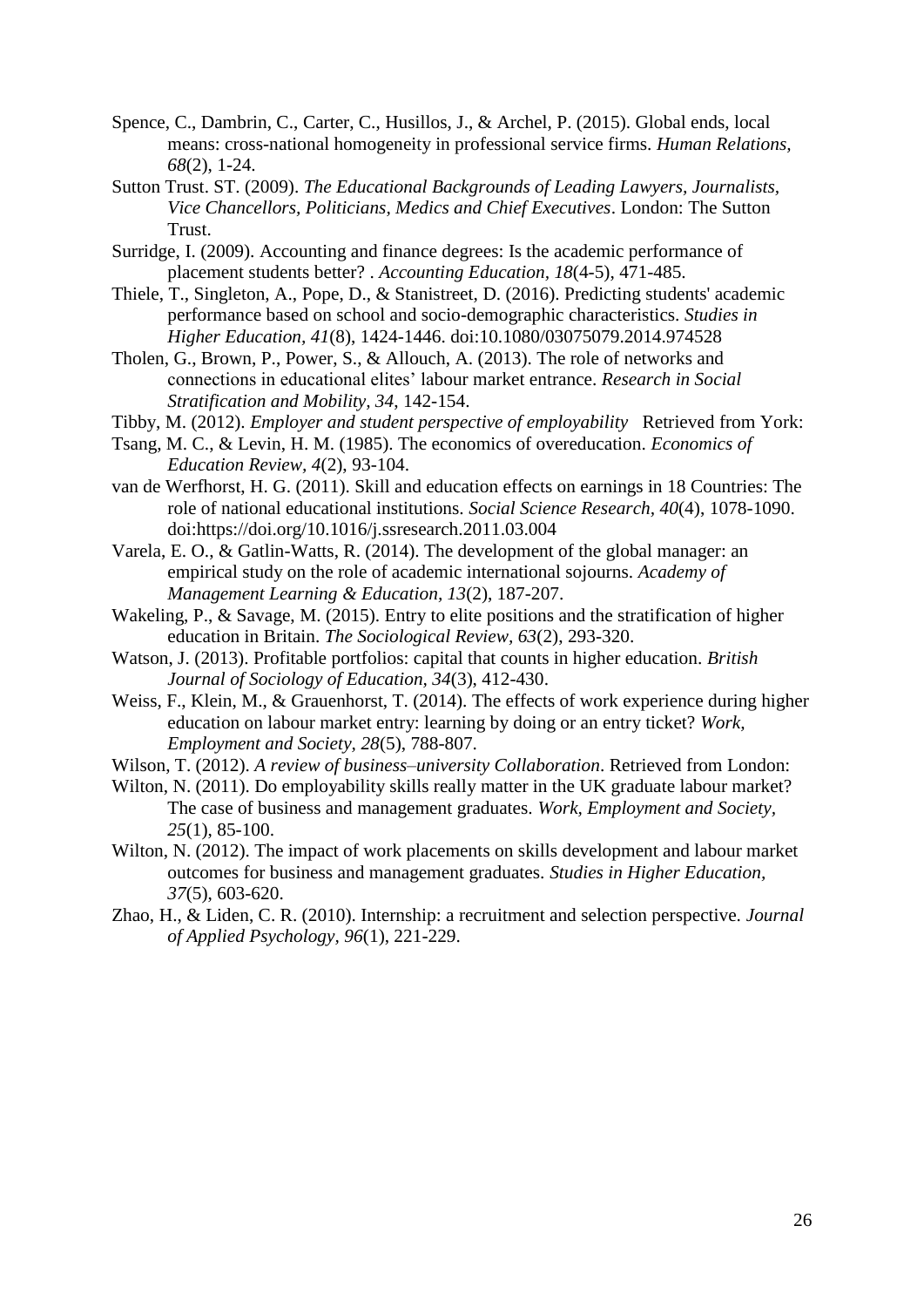Spence, C., Dambrin, C., Carter, C., Husillos, J., & Archel, P. (2015). Global ends, local means: cross-national homogeneity in professional service firms. *Human Relations, 68*(2), 1-24.

Sutton Trust. ST. (2009). *The Educational Backgrounds of Leading Lawyers, Journalists, Vice Chancellors, Politicians, Medics and Chief Executives*. London: The Sutton Trust.

Surridge, I. (2009). Accounting and finance degrees: Is the academic performance of placement students better? . *Accounting Education, 18*(4-5), 471-485.

Thiele, T., Singleton, A., Pope, D., & Stanistreet, D. (2016). Predicting students' academic performance based on school and socio-demographic characteristics. *Studies in Higher Education, 41*(8), 1424-1446. doi:10.1080/03075079.2014.974528

Tholen, G., Brown, P., Power, S., & Allouch, A. (2013). The role of networks and connections in educational elites' labour market entrance. *Research in Social Stratification and Mobility, 34*, 142-154.

Tibby, M. (2012). *Employer and student perspective of employability* Retrieved from York:

Tsang, M. C., & Levin, H. M. (1985). The economics of overeducation. *Economics of Education Review, 4*(2), 93-104.

van de Werfhorst, H. G. (2011). Skill and education effects on earnings in 18 Countries: The role of national educational institutions. *Social Science Research, 40*(4), 1078-1090. doi:https://doi.org/10.1016/j.ssresearch.2011.03.004

Varela, E. O., & Gatlin-Watts, R. (2014). The development of the global manager: an empirical study on the role of academic international sojourns. *Academy of Management Learning & Education, 13*(2), 187-207.

Wakeling, P., & Savage, M. (2015). Entry to elite positions and the stratification of higher education in Britain. *The Sociological Review, 63*(2), 293-320.

Watson, J. (2013). Profitable portfolios: capital that counts in higher education. *British Journal of Sociology of Education, 34*(3), 412-430.

Weiss, F., Klein, M., & Grauenhorst, T. (2014). The effects of work experience during higher education on labour market entry: learning by doing or an entry ticket? *Work, Employment and Society, 28*(5), 788-807.

Wilson, T. (2012). *A review of business–university Collaboration*. Retrieved from London:

Wilton, N. (2011). Do employability skills really matter in the UK graduate labour market? The case of business and management graduates. *Work, Employment and Society, 25*(1), 85-100.

Wilton, N. (2012). The impact of work placements on skills development and labour market outcomes for business and management graduates. *Studies in Higher Education, 37*(5), 603-620.

Zhao, H., & Liden, C. R. (2010). Internship: a recruitment and selection perspective. *Journal of Applied Psychology, 96*(1), 221-229.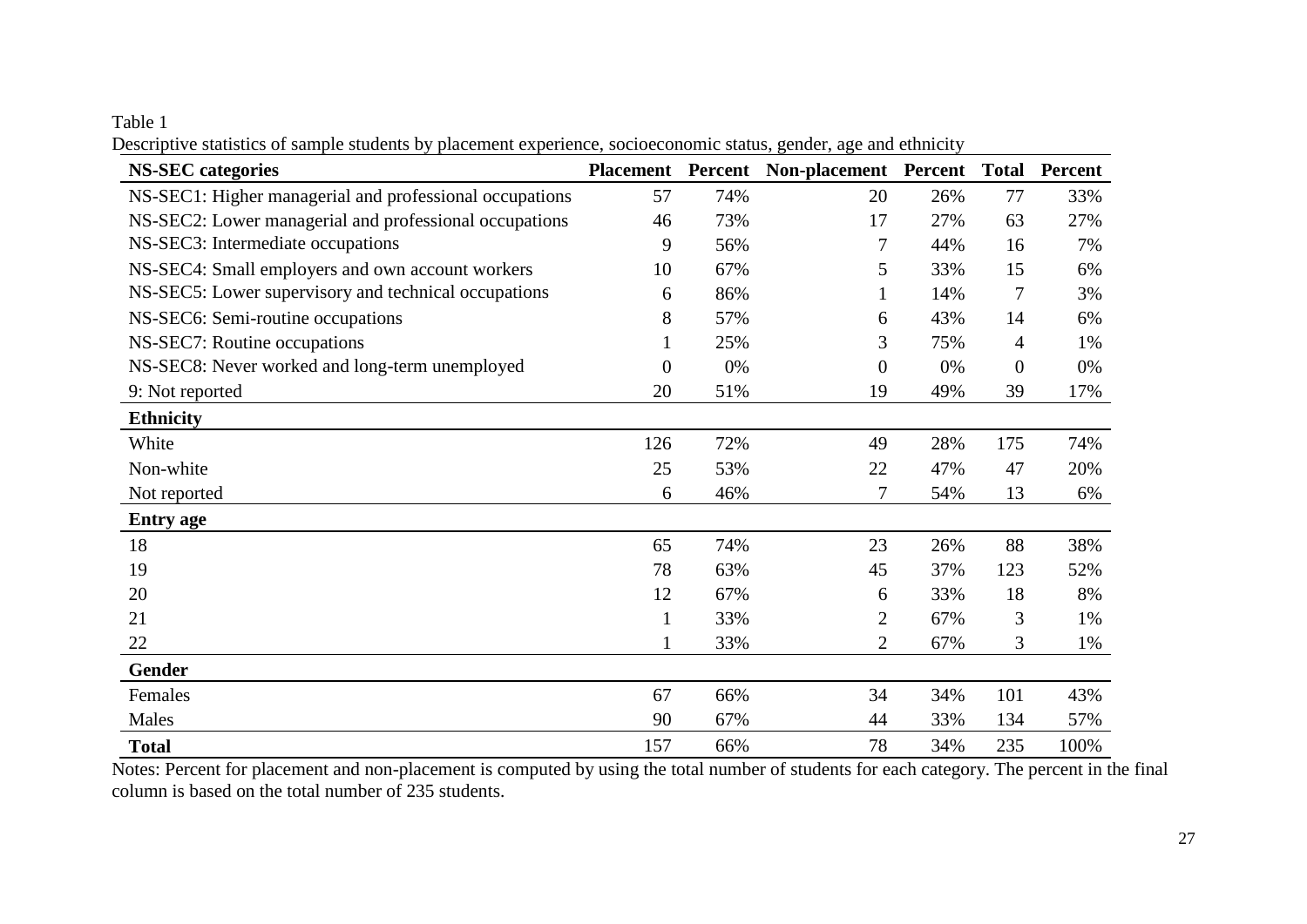Table 1

Descriptive statistics of sample students by placement experience, socioeconomic status, gender, age and ethnicity

| NS-SEC categories | Placement | Percent | Non-placement | Percent | Total | Percent |
|---|---|---|---|---|---|---|
| NS-SEC1: Higher managerial and professional occupations | 57 | 74% | 20 | 26% | 77 | 33% |
| NS-SEC2: Lower managerial and professional occupations | 46 | 73% | 17 | 27% | 63 | 27% |
| NS-SEC3: Intermediate occupations | 9 | 56% | 7 | 44% | 16 | 7% |
| NS-SEC4: Small employers and own account workers | 10 | 67% | 5 | 33% | 15 | 6% |
| NS-SEC5: Lower supervisory and technical occupations | 6 | 86% | 1 | 14% | 7 | 3% |
| NS-SEC6: Semi-routine occupations | 8 | 57% | 6 | 43% | 14 | 6% |
| NS-SEC7: Routine occupations | 1 | 25% | 3 | 75% | 4 | 1% |
| NS-SEC8: Never worked and long-term unemployed | 0 | 0% | 0 | 0% | 0 | 0% |
| 9: Not reported | 20 | 51% | 19 | 49% | 39 | 17% |
| **Ethnicity** | | | | | | |
| White | 126 | 72% | 49 | 28% | 175 | 74% |
| Non-white | 25 | 53% | 22 | 47% | 47 | 20% |
| Not reported | 6 | 46% | 7 | 54% | 13 | 6% |
| **Entry age** | | | | | | |
| 18 | 65 | 74% | 23 | 26% | 88 | 38% |
| 19 | 78 | 63% | 45 | 37% | 123 | 52% |
| 20 | 12 | 67% | 6 | 33% | 18 | 8% |
| 21 | 1 | 33% | 2 | 67% | 3 | 1% |
| 22 | 1 | 33% | 2 | 67% | 3 | 1% |
| **Gender** | | | | | | |
| Females | 67 | 66% | 34 | 34% | 101 | 43% |
| Males | 90 | 67% | 44 | 33% | 134 | 57% |
| **Total** | 157 | 66% | 78 | 34% | 235 | 100% |

Notes: Percent for placement and non-placement is computed by using the total number of students for each category. The percent in the final column is based on the total number of 235 students.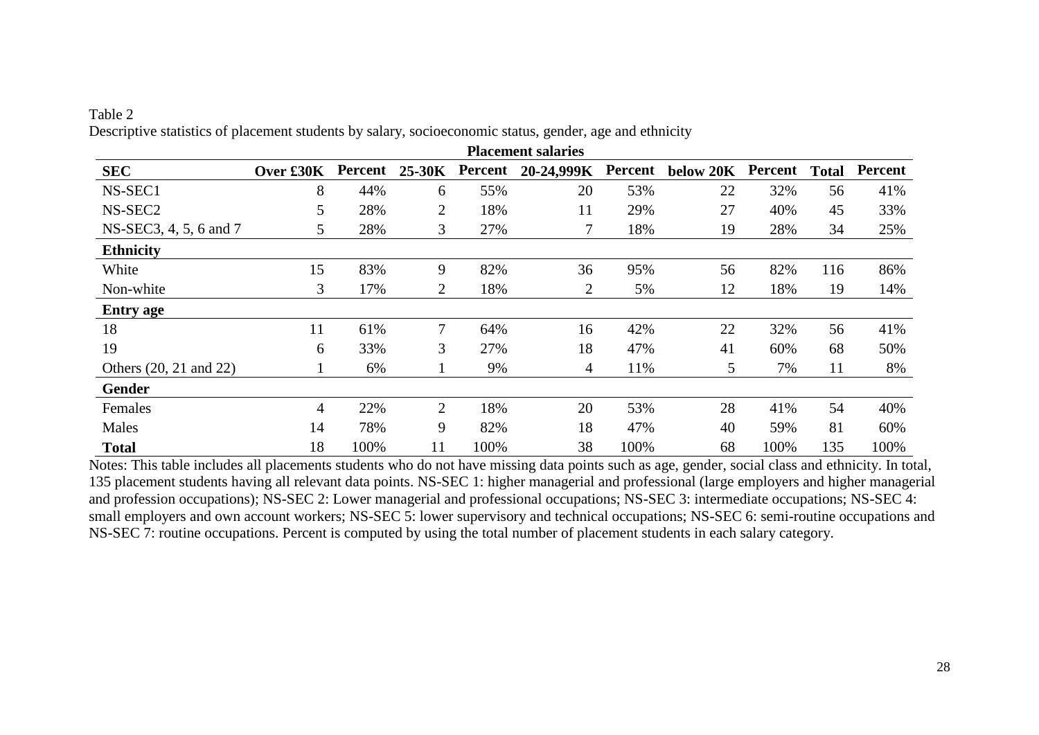Table 2

Descriptive statistics of placement students by salary, socioeconomic status, gender, age and ethnicity

| | Placement salaries | | | | | | | | | |
|---|---|---|---|---|---|---|---|---|---|---|
| **SEC** | **Over £30K** | **Percent** | **25-30K** | **Percent** | **20-24,999K** | **Percent** | **below 20K** | **Percent** | **Total** | **Percent** |
| NS-SEC1 | 8 | 44% | 6 | 55% | 20 | 53% | 22 | 32% | 56 | 41% |
| NS-SEC2 | 5 | 28% | 2 | 18% | 11 | 29% | 27 | 40% | 45 | 33% |
| NS-SEC3, 4, 5, 6 and 7 | 5 | 28% | 3 | 27% | 7 | 18% | 19 | 28% | 34 | 25% |
| **Ethnicity** | | | | | | | | | | |
| White | 15 | 83% | 9 | 82% | 36 | 95% | 56 | 82% | 116 | 86% |
| Non-white | 3 | 17% | 2 | 18% | 2 | 5% | 12 | 18% | 19 | 14% |
| **Entry age** | | | | | | | | | | |
| 18 | 11 | 61% | 7 | 64% | 16 | 42% | 22 | 32% | 56 | 41% |
| 19 | 6 | 33% | 3 | 27% | 18 | 47% | 41 | 60% | 68 | 50% |
| Others (20, 21 and 22) | 1 | 6% | 1 | 9% | 4 | 11% | 5 | 7% | 11 | 8% |
| **Gender** | | | | | | | | | | |
| Females | 4 | 22% | 2 | 18% | 20 | 53% | 28 | 41% | 54 | 40% |
| Males | 14 | 78% | 9 | 82% | 18 | 47% | 40 | 59% | 81 | 60% |
| **Total** | 18 | 100% | 11 | 100% | 38 | 100% | 68 | 100% | 135 | 100% |

Notes: This table includes all placements students who do not have missing data points such as age, gender, social class and ethnicity. In total, 135 placement students having all relevant data points. NS-SEC 1: higher managerial and professional (large employers and higher managerial and profession occupations); NS-SEC 2: Lower managerial and professional occupations; NS-SEC 3: intermediate occupations; NS-SEC 4: small employers and own account workers; NS-SEC 5: lower supervisory and technical occupations; NS-SEC 6: semi-routine occupations and NS-SEC 7: routine occupations. Percent is computed by using the total number of placement students in each salary category.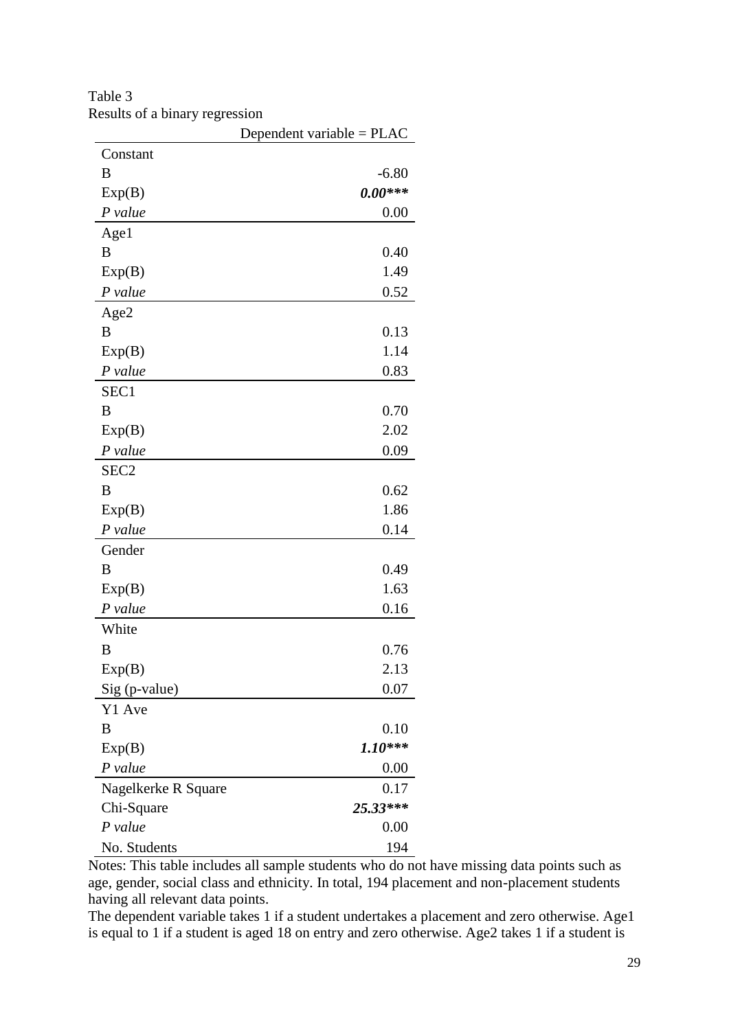Table 3
Results of a binary regression

| | Dependent variable = PLAC |
|---|---|
| Constant | |
| B | -6.80 |
| Exp(B) | ***0.00**** |
| *P value* | 0.00 |
| Age1 | |
| B | 0.40 |
| Exp(B) | 1.49 |
| *P value* | 0.52 |
| Age2 | |
| B | 0.13 |
| Exp(B) | 1.14 |
| *P value* | 0.83 |
| SEC1 | |
| B | 0.70 |
| Exp(B) | 2.02 |
| *P value* | 0.09 |
| SEC2 | |
| B | 0.62 |
| Exp(B) | 1.86 |
| *P value* | 0.14 |
| Gender | |
| B | 0.49 |
| Exp(B) | 1.63 |
| *P value* | 0.16 |
| White | |
| B | 0.76 |
| Exp(B) | 2.13 |
| Sig (p-value) | 0.07 |
| Y1 Ave | |
| B | 0.10 |
| Exp(B) | ***1.10**** |
| *P value* | 0.00 |
| Nagelkerke R Square | 0.17 |
| Chi-Square | *25.33**** |
| *P value* | 0.00 |
| No. Students | 194 |

Notes: This table includes all sample students who do not have missing data points such as age, gender, social class and ethnicity. In total, 194 placement and non-placement students having all relevant data points.

The dependent variable takes 1 if a student undertakes a placement and zero otherwise. Age1 is equal to 1 if a student is aged 18 on entry and zero otherwise. Age2 takes 1 if a student is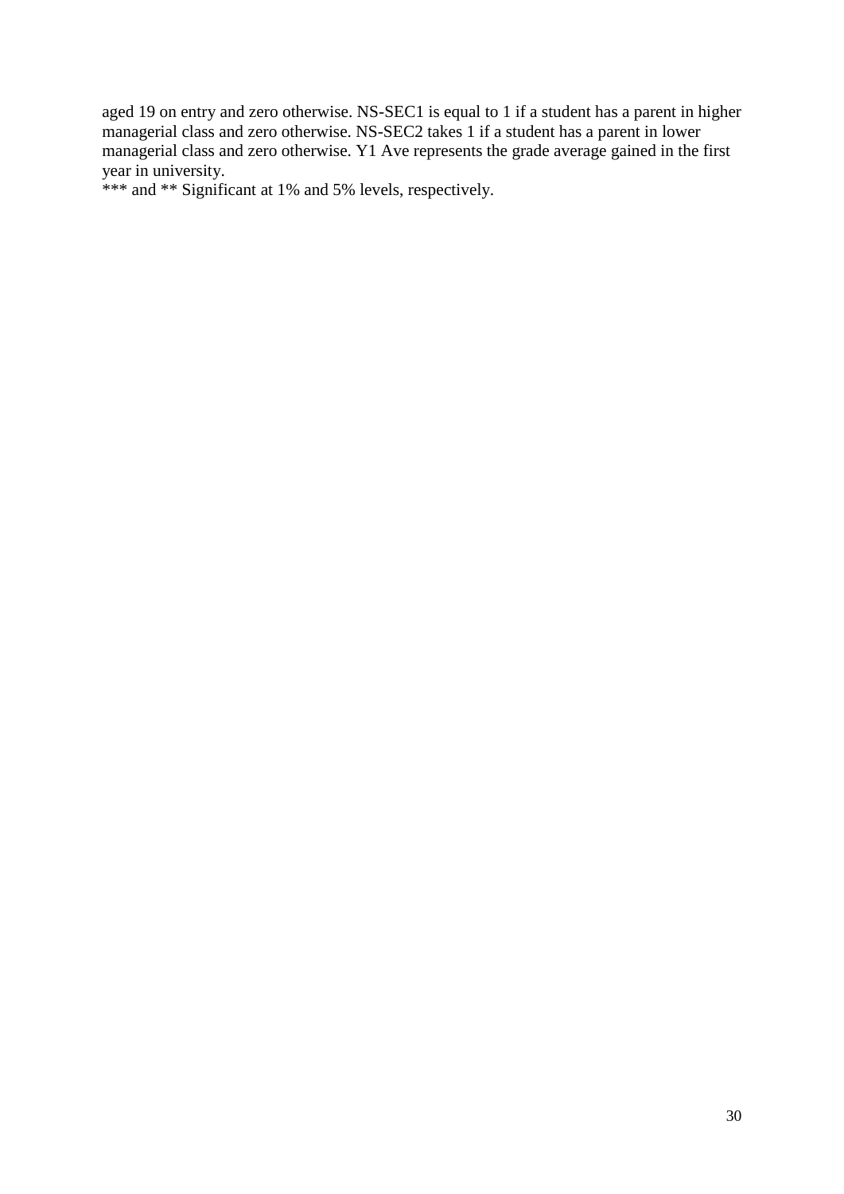aged 19 on entry and zero otherwise. NS-SEC1 is equal to 1 if a student has a parent in higher managerial class and zero otherwise. NS-SEC2 takes 1 if a student has a parent in lower managerial class and zero otherwise. Y1 Ave represents the grade average gained in the first year in university.

*** and ** Significant at 1% and 5% levels, respectively.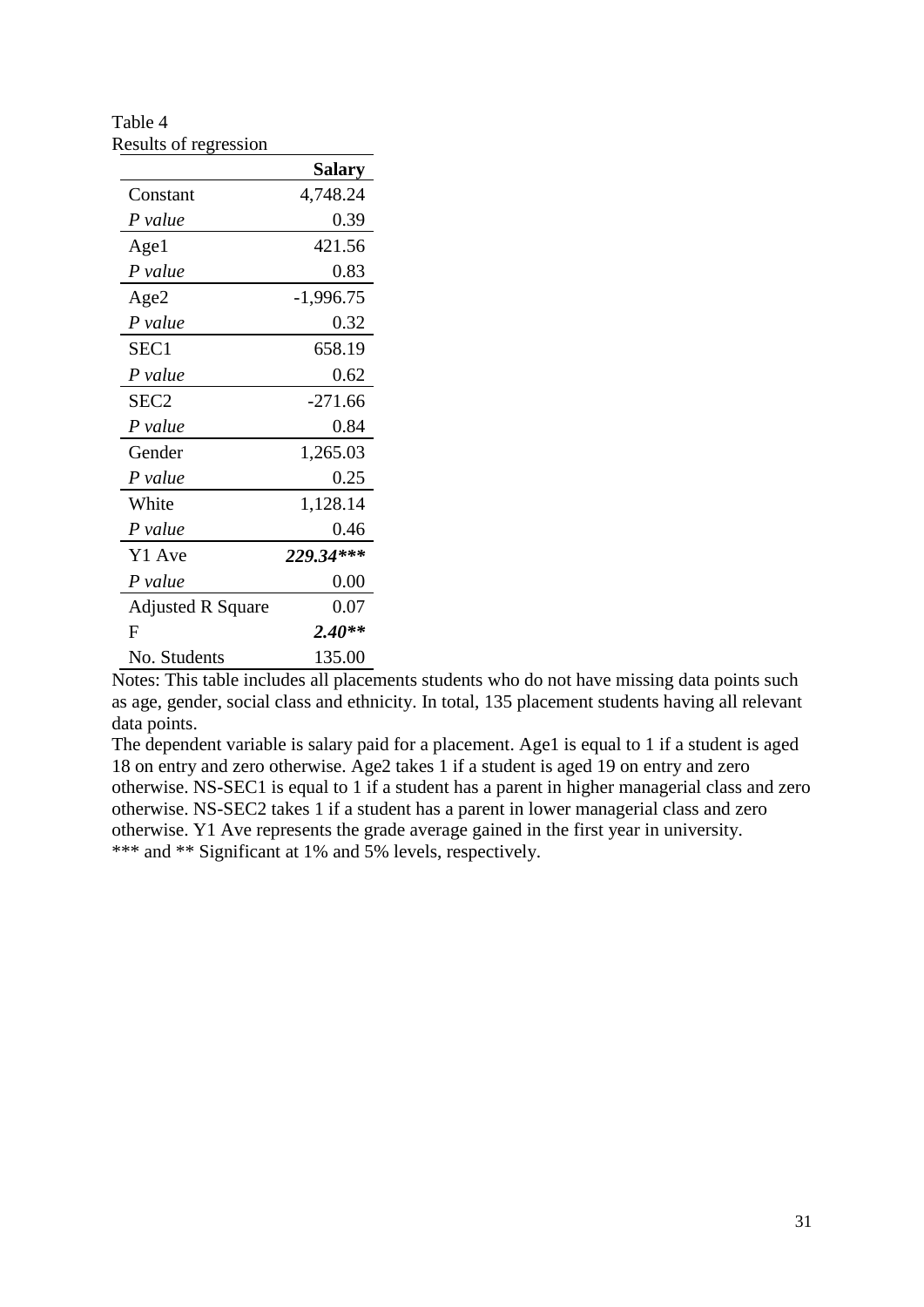Table 4
Results of regression

| | **Salary** |
|---|---|
| Constant | 4,748.24 |
| *P value* | 0.39 |
| Age1 | 421.56 |
| *P value* | 0.83 |
| Age2 | -1,996.75 |
| *P value* | 0.32 |
| SEC1 | 658.19 |
| *P value* | 0.62 |
| SEC2 | -271.66 |
| *P value* | 0.84 |
| Gender | 1,265.03 |
| *P value* | 0.25 |
| White | 1,128.14 |
| *P value* | 0.46 |
| Y1 Ave | ***229.34**** |
| *P value* | 0.00 |
| Adjusted R Square | 0.07 |
| F | ***2.40**** |
| No. Students | 135.00 |

Notes: This table includes all placements students who do not have missing data points such as age, gender, social class and ethnicity. In total, 135 placement students having all relevant data points.

The dependent variable is salary paid for a placement. Age1 is equal to 1 if a student is aged 18 on entry and zero otherwise. Age2 takes 1 if a student is aged 19 on entry and zero otherwise. NS-SEC1 is equal to 1 if a student has a parent in higher managerial class and zero otherwise. NS-SEC2 takes 1 if a student has a parent in lower managerial class and zero otherwise. Y1 Ave represents the grade average gained in the first year in university.

*** and ** Significant at 1% and 5% levels, respectively.